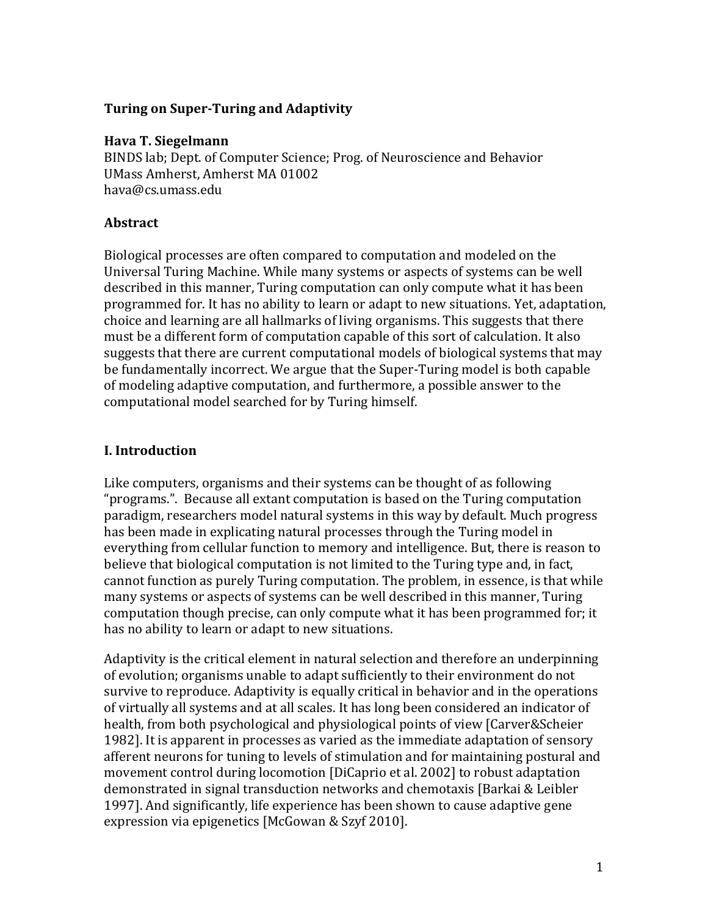# Turing on Super-Turing and Adaptivity

**Hava T. Siegelmann**
BINDS lab; Dept. of Computer Science; Prog. of Neuroscience and Behavior
UMass Amherst, Amherst MA 01002
hava@cs.umass.edu

## Abstract

Biological processes are often compared to computation and modeled on the Universal Turing Machine. While many systems or aspects of systems can be well described in this manner, Turing computation can only compute what it has been programmed for. It has no ability to learn or adapt to new situations. Yet, adaptation, choice and learning are all hallmarks of living organisms. This suggests that there must be a different form of computation capable of this sort of calculation. It also suggests that there are current computational models of biological systems that may be fundamentally incorrect. We argue that the Super-Turing model is both capable of modeling adaptive computation, and furthermore, a possible answer to the computational model searched for by Turing himself.

## I. Introduction

Like computers, organisms and their systems can be thought of as following "programs.". Because all extant computation is based on the Turing computation paradigm, researchers model natural systems in this way by default. Much progress has been made in explicating natural processes through the Turing model in everything from cellular function to memory and intelligence. But, there is reason to believe that biological computation is not limited to the Turing type and, in fact, cannot function as purely Turing computation. The problem, in essence, is that while many systems or aspects of systems can be well described in this manner, Turing computation though precise, can only compute what it has been programmed for; it has no ability to learn or adapt to new situations.

Adaptivity is the critical element in natural selection and therefore an underpinning of evolution; organisms unable to adapt sufficiently to their environment do not survive to reproduce. Adaptivity is equally critical in behavior and in the operations of virtually all systems and at all scales. It has long been considered an indicator of health, from both psychological and physiological points of view [Carver&Scheier 1982]. It is apparent in processes as varied as the immediate adaptation of sensory afferent neurons for tuning to levels of stimulation and for maintaining postural and movement control during locomotion [DiCaprio et al. 2002] to robust adaptation demonstrated in signal transduction networks and chemotaxis [Barkai & Leibler 1997]. And significantly, life experience has been shown to cause adaptive gene expression via epigenetics [McGowan & Szyf 2010].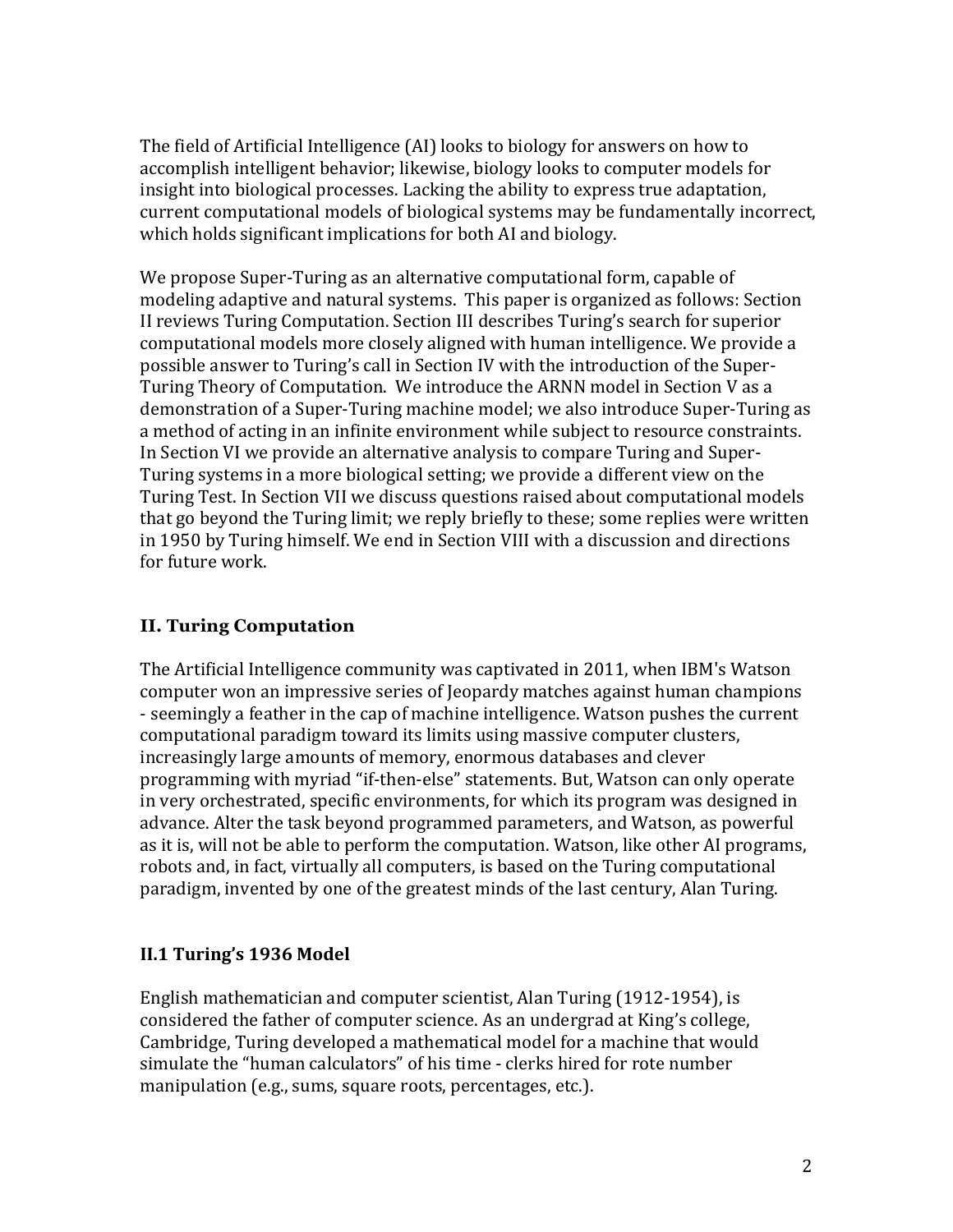The field of Artificial Intelligence (AI) looks to biology for answers on how to accomplish intelligent behavior; likewise, biology looks to computer models for insight into biological processes. Lacking the ability to express true adaptation, current computational models of biological systems may be fundamentally incorrect, which holds significant implications for both AI and biology.

We propose Super-Turing as an alternative computational form, capable of modeling adaptive and natural systems. This paper is organized as follows: Section II reviews Turing Computation. Section III describes Turing's search for superior computational models more closely aligned with human intelligence. We provide a possible answer to Turing's call in Section IV with the introduction of the Super-Turing Theory of Computation. We introduce the ARNN model in Section V as a demonstration of a Super-Turing machine model; we also introduce Super-Turing as a method of acting in an infinite environment while subject to resource constraints. In Section VI we provide an alternative analysis to compare Turing and Super-Turing systems in a more biological setting; we provide a different view on the Turing Test. In Section VII we discuss questions raised about computational models that go beyond the Turing limit; we reply briefly to these; some replies were written in 1950 by Turing himself. We end in Section VIII with a discussion and directions for future work.

## II. Turing Computation

The Artificial Intelligence community was captivated in 2011, when IBM's Watson computer won an impressive series of Jeopardy matches against human champions - seemingly a feather in the cap of machine intelligence. Watson pushes the current computational paradigm toward its limits using massive computer clusters, increasingly large amounts of memory, enormous databases and clever programming with myriad "if-then-else" statements. But, Watson can only operate in very orchestrated, specific environments, for which its program was designed in advance. Alter the task beyond programmed parameters, and Watson, as powerful as it is, will not be able to perform the computation. Watson, like other AI programs, robots and, in fact, virtually all computers, is based on the Turing computational paradigm, invented by one of the greatest minds of the last century, Alan Turing.

### II.1 Turing's 1936 Model

English mathematician and computer scientist, Alan Turing (1912-1954), is considered the father of computer science. As an undergrad at King's college, Cambridge, Turing developed a mathematical model for a machine that would simulate the "human calculators" of his time - clerks hired for rote number manipulation (e.g., sums, square roots, percentages, etc.).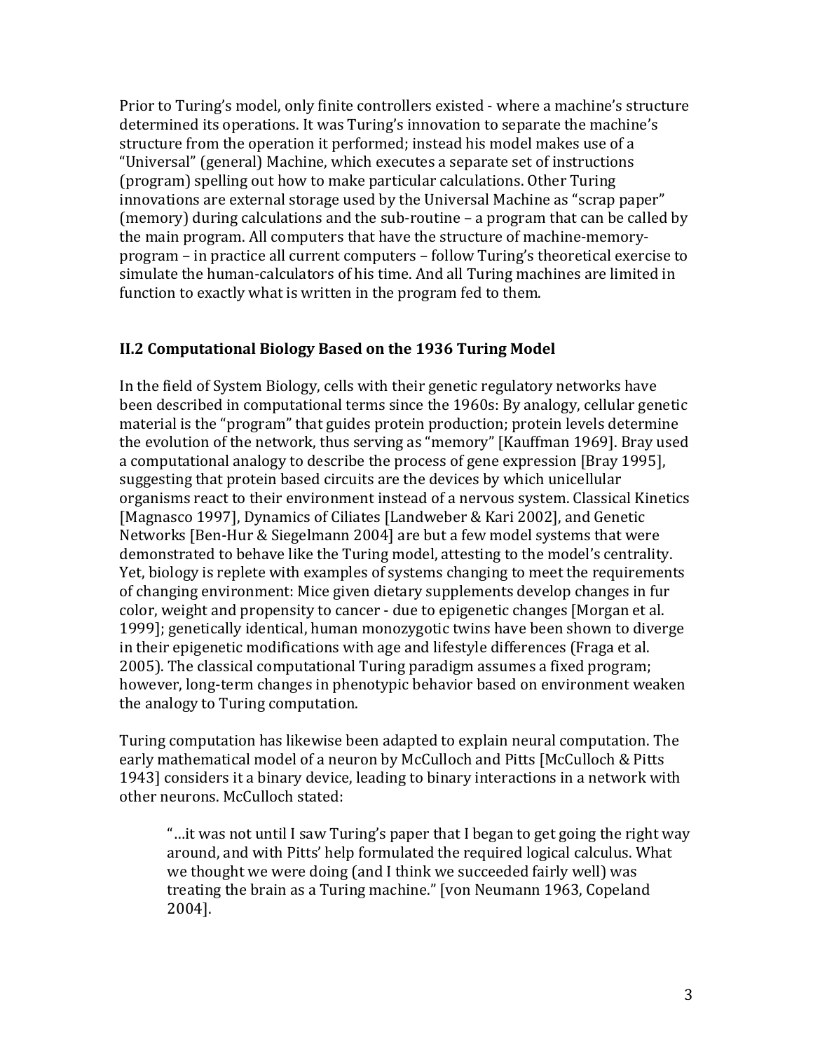Prior to Turing's model, only finite controllers existed - where a machine's structure determined its operations. It was Turing's innovation to separate the machine's structure from the operation it performed; instead his model makes use of a "Universal" (general) Machine, which executes a separate set of instructions (program) spelling out how to make particular calculations. Other Turing innovations are external storage used by the Universal Machine as "scrap paper" (memory) during calculations and the sub-routine – a program that can be called by the main program. All computers that have the structure of machine-memory-program – in practice all current computers – follow Turing's theoretical exercise to simulate the human-calculators of his time. And all Turing machines are limited in function to exactly what is written in the program fed to them.

### II.2 Computational Biology Based on the 1936 Turing Model

In the field of System Biology, cells with their genetic regulatory networks have been described in computational terms since the 1960s: By analogy, cellular genetic material is the "program" that guides protein production; protein levels determine the evolution of the network, thus serving as "memory" [Kauffman 1969]. Bray used a computational analogy to describe the process of gene expression [Bray 1995], suggesting that protein based circuits are the devices by which unicellular organisms react to their environment instead of a nervous system. Classical Kinetics [Magnasco 1997], Dynamics of Ciliates [Landweber & Kari 2002], and Genetic Networks [Ben-Hur & Siegelmann 2004] are but a few model systems that were demonstrated to behave like the Turing model, attesting to the model's centrality. Yet, biology is replete with examples of systems changing to meet the requirements of changing environment: Mice given dietary supplements develop changes in fur color, weight and propensity to cancer - due to epigenetic changes [Morgan et al. 1999]; genetically identical, human monozygotic twins have been shown to diverge in their epigenetic modifications with age and lifestyle differences (Fraga et al. 2005). The classical computational Turing paradigm assumes a fixed program; however, long-term changes in phenotypic behavior based on environment weaken the analogy to Turing computation.

Turing computation has likewise been adapted to explain neural computation. The early mathematical model of a neuron by McCulloch and Pitts [McCulloch & Pitts 1943] considers it a binary device, leading to binary interactions in a network with other neurons. McCulloch stated:

> "…it was not until I saw Turing's paper that I began to get going the right way around, and with Pitts' help formulated the required logical calculus. What we thought we were doing (and I think we succeeded fairly well) was treating the brain as a Turing machine." [von Neumann 1963, Copeland 2004].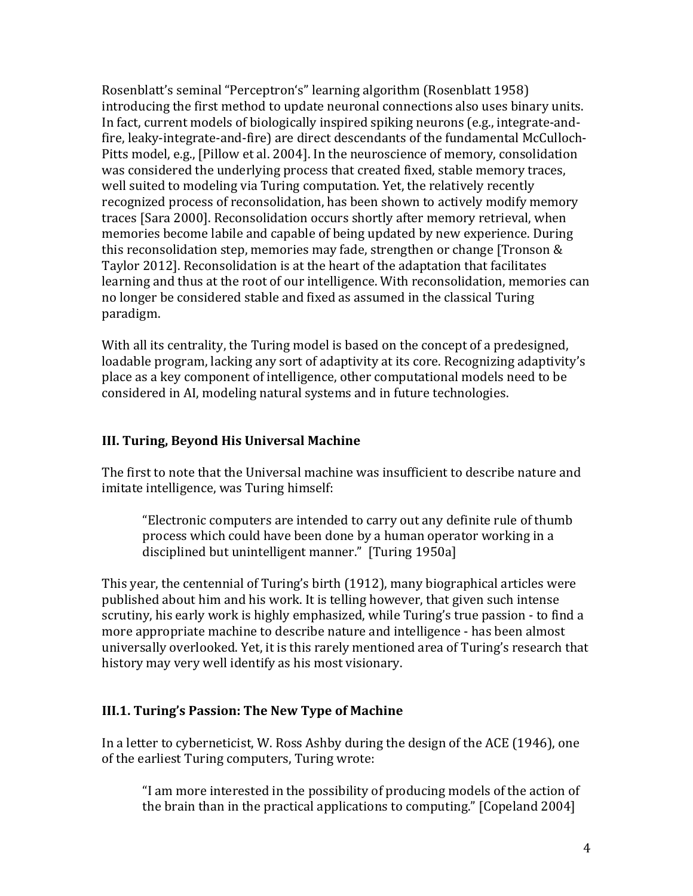Rosenblatt's seminal "Perceptron's" learning algorithm (Rosenblatt 1958) introducing the first method to update neuronal connections also uses binary units. In fact, current models of biologically inspired spiking neurons (e.g., integrate-and-fire, leaky-integrate-and-fire) are direct descendants of the fundamental McCulloch-Pitts model, e.g., [Pillow et al. 2004]. In the neuroscience of memory, consolidation was considered the underlying process that created fixed, stable memory traces, well suited to modeling via Turing computation. Yet, the relatively recently recognized process of reconsolidation, has been shown to actively modify memory traces [Sara 2000]. Reconsolidation occurs shortly after memory retrieval, when memories become labile and capable of being updated by new experience. During this reconsolidation step, memories may fade, strengthen or change [Tronson & Taylor 2012]. Reconsolidation is at the heart of the adaptation that facilitates learning and thus at the root of our intelligence. With reconsolidation, memories can no longer be considered stable and fixed as assumed in the classical Turing paradigm.

With all its centrality, the Turing model is based on the concept of a predesigned, loadable program, lacking any sort of adaptivity at its core. Recognizing adaptivity's place as a key component of intelligence, other computational models need to be considered in AI, modeling natural systems and in future technologies.

## III. Turing, Beyond His Universal Machine

The first to note that the Universal machine was insufficient to describe nature and imitate intelligence, was Turing himself:

> "Electronic computers are intended to carry out any definite rule of thumb process which could have been done by a human operator working in a disciplined but unintelligent manner." [Turing 1950a]

This year, the centennial of Turing's birth (1912), many biographical articles were published about him and his work. It is telling however, that given such intense scrutiny, his early work is highly emphasized, while Turing's true passion - to find a more appropriate machine to describe nature and intelligence - has been almost universally overlooked. Yet, it is this rarely mentioned area of Turing's research that history may very well identify as his most visionary.

### III.1. Turing's Passion: The New Type of Machine

In a letter to cyberneticist, W. Ross Ashby during the design of the ACE (1946), one of the earliest Turing computers, Turing wrote:

> "I am more interested in the possibility of producing models of the action of the brain than in the practical applications to computing." [Copeland 2004]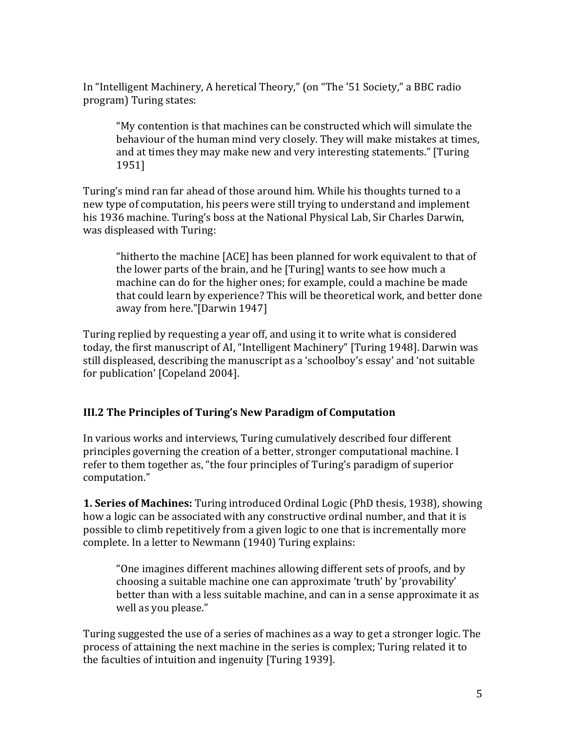In “Intelligent Machinery, A heretical Theory,” (on “The ’51 Society,” a BBC radio program) Turing states:

> “My contention is that machines can be constructed which will simulate the behaviour of the human mind very closely. They will make mistakes at times, and at times they may make new and very interesting statements.” [Turing 1951]

Turing’s mind ran far ahead of those around him. While his thoughts turned to a new type of computation, his peers were still trying to understand and implement his 1936 machine. Turing’s boss at the National Physical Lab, Sir Charles Darwin, was displeased with Turing:

> “hitherto the machine [ACE] has been planned for work equivalent to that of the lower parts of the brain, and he [Turing] wants to see how much a machine can do for the higher ones; for example, could a machine be made that could learn by experience? This will be theoretical work, and better done away from here.”[Darwin 1947]

Turing replied by requesting a year off, and using it to write what is considered today, the first manuscript of AI, “Intelligent Machinery” [Turing 1948]. Darwin was still displeased, describing the manuscript as a ‘schoolboy’s essay’ and ‘not suitable for publication’ [Copeland 2004].

### III.2 The Principles of Turing’s New Paradigm of Computation

In various works and interviews, Turing cumulatively described four different principles governing the creation of a better, stronger computational machine. I refer to them together as, “the four principles of Turing’s paradigm of superior computation.”

**1. Series of Machines:** Turing introduced Ordinal Logic (PhD thesis, 1938), showing how a logic can be associated with any constructive ordinal number, and that it is possible to climb repetitively from a given logic to one that is incrementally more complete. In a letter to Newmann (1940) Turing explains:

> “One imagines different machines allowing different sets of proofs, and by choosing a suitable machine one can approximate ‘truth’ by ‘provability’ better than with a less suitable machine, and can in a sense approximate it as well as you please.”

Turing suggested the use of a series of machines as a way to get a stronger logic. The process of attaining the next machine in the series is complex; Turing related it to the faculties of intuition and ingenuity [Turing 1939].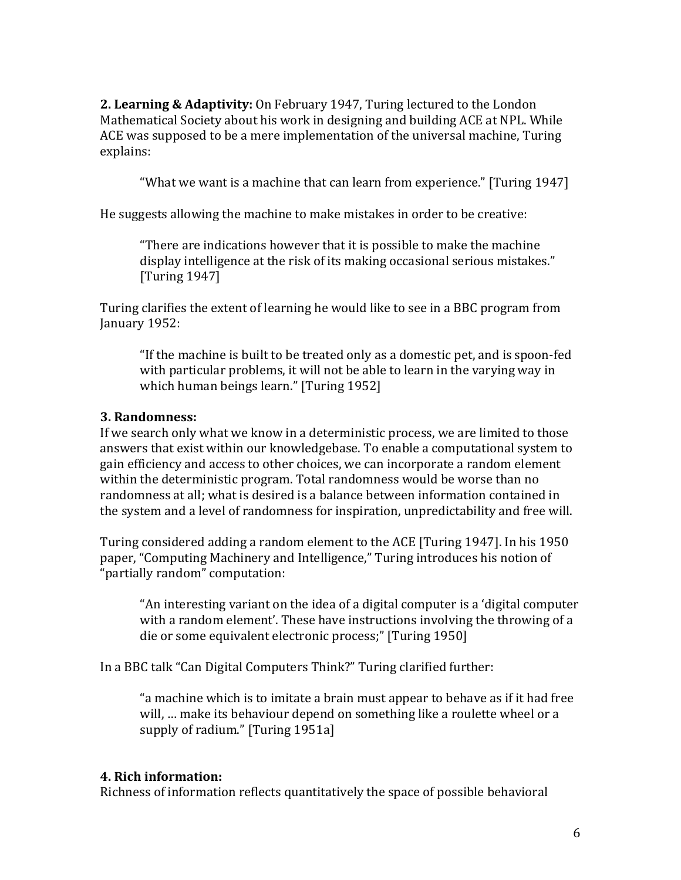**2. Learning & Adaptivity:** On February 1947, Turing lectured to the London Mathematical Society about his work in designing and building ACE at NPL. While ACE was supposed to be a mere implementation of the universal machine, Turing explains:

> "What we want is a machine that can learn from experience." [Turing 1947]

He suggests allowing the machine to make mistakes in order to be creative:

> "There are indications however that it is possible to make the machine display intelligence at the risk of its making occasional serious mistakes." [Turing 1947]

Turing clarifies the extent of learning he would like to see in a BBC program from January 1952:

> "If the machine is built to be treated only as a domestic pet, and is spoon-fed with particular problems, it will not be able to learn in the varying way in which human beings learn." [Turing 1952]

**3. Randomness:**
If we search only what we know in a deterministic process, we are limited to those answers that exist within our knowledgebase. To enable a computational system to gain efficiency and access to other choices, we can incorporate a random element within the deterministic program. Total randomness would be worse than no randomness at all; what is desired is a balance between information contained in the system and a level of randomness for inspiration, unpredictability and free will.

Turing considered adding a random element to the ACE [Turing 1947]. In his 1950 paper, "Computing Machinery and Intelligence," Turing introduces his notion of "partially random" computation:

> "An interesting variant on the idea of a digital computer is a 'digital computer with a random element'. These have instructions involving the throwing of a die or some equivalent electronic process;" [Turing 1950]

In a BBC talk "Can Digital Computers Think?" Turing clarified further:

> "a machine which is to imitate a brain must appear to behave as if it had free will, … make its behaviour depend on something like a roulette wheel or a supply of radium." [Turing 1951a]

**4. Rich information:**
Richness of information reflects quantitatively the space of possible behavioral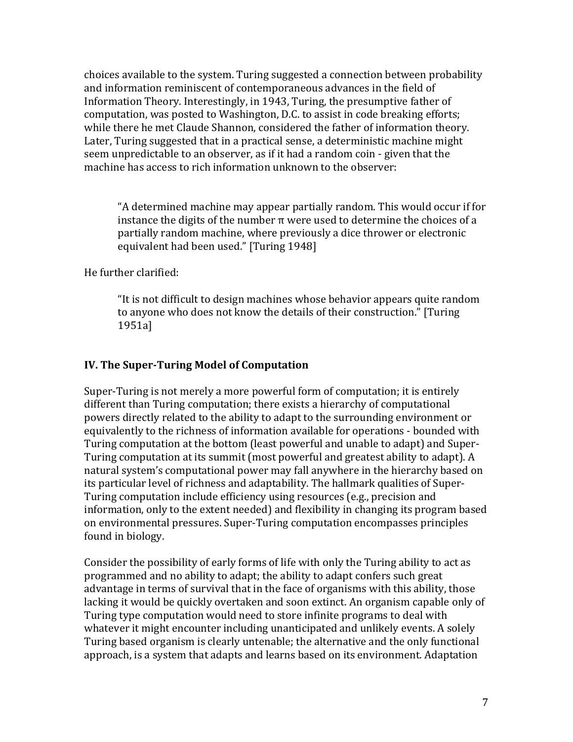choices available to the system. Turing suggested a connection between probability and information reminiscent of contemporaneous advances in the field of Information Theory. Interestingly, in 1943, Turing, the presumptive father of computation, was posted to Washington, D.C. to assist in code breaking efforts; while there he met Claude Shannon, considered the father of information theory. Later, Turing suggested that in a practical sense, a deterministic machine might seem unpredictable to an observer, as if it had a random coin - given that the machine has access to rich information unknown to the observer:

> "A determined machine may appear partially random. This would occur if for instance the digits of the number π were used to determine the choices of a partially random machine, where previously a dice thrower or electronic equivalent had been used." [Turing 1948]

He further clarified:

> "It is not difficult to design machines whose behavior appears quite random to anyone who does not know the details of their construction." [Turing 1951a]

## IV. The Super-Turing Model of Computation

Super-Turing is not merely a more powerful form of computation; it is entirely different than Turing computation; there exists a hierarchy of computational powers directly related to the ability to adapt to the surrounding environment or equivalently to the richness of information available for operations - bounded with Turing computation at the bottom (least powerful and unable to adapt) and Super-Turing computation at its summit (most powerful and greatest ability to adapt). A natural system's computational power may fall anywhere in the hierarchy based on its particular level of richness and adaptability. The hallmark qualities of Super-Turing computation include efficiency using resources (e.g., precision and information, only to the extent needed) and flexibility in changing its program based on environmental pressures. Super-Turing computation encompasses principles found in biology.

Consider the possibility of early forms of life with only the Turing ability to act as programmed and no ability to adapt; the ability to adapt confers such great advantage in terms of survival that in the face of organisms with this ability, those lacking it would be quickly overtaken and soon extinct. An organism capable only of Turing type computation would need to store infinite programs to deal with whatever it might encounter including unanticipated and unlikely events. A solely Turing based organism is clearly untenable; the alternative and the only functional approach, is a system that adapts and learns based on its environment. Adaptation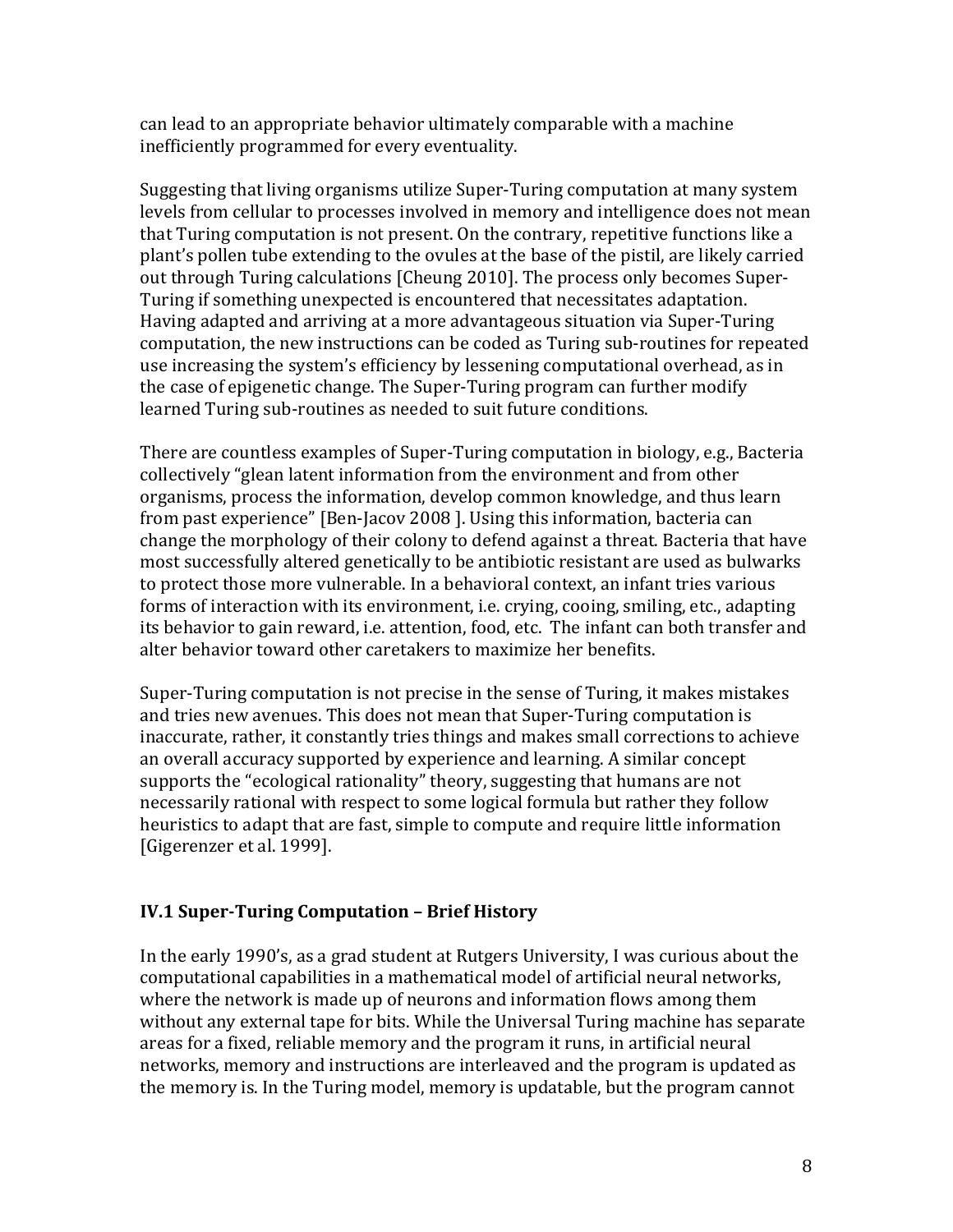can lead to an appropriate behavior ultimately comparable with a machine inefficiently programmed for every eventuality.

Suggesting that living organisms utilize Super-Turing computation at many system levels from cellular to processes involved in memory and intelligence does not mean that Turing computation is not present. On the contrary, repetitive functions like a plant's pollen tube extending to the ovules at the base of the pistil, are likely carried out through Turing calculations [Cheung 2010]. The process only becomes Super-Turing if something unexpected is encountered that necessitates adaptation. Having adapted and arriving at a more advantageous situation via Super-Turing computation, the new instructions can be coded as Turing sub-routines for repeated use increasing the system's efficiency by lessening computational overhead, as in the case of epigenetic change. The Super-Turing program can further modify learned Turing sub-routines as needed to suit future conditions.

There are countless examples of Super-Turing computation in biology, e.g., Bacteria collectively "glean latent information from the environment and from other organisms, process the information, develop common knowledge, and thus learn from past experience" [Ben-Jacov 2008 ]. Using this information, bacteria can change the morphology of their colony to defend against a threat. Bacteria that have most successfully altered genetically to be antibiotic resistant are used as bulwarks to protect those more vulnerable. In a behavioral context, an infant tries various forms of interaction with its environment, i.e. crying, cooing, smiling, etc., adapting its behavior to gain reward, i.e. attention, food, etc. The infant can both transfer and alter behavior toward other caretakers to maximize her benefits.

Super-Turing computation is not precise in the sense of Turing, it makes mistakes and tries new avenues. This does not mean that Super-Turing computation is inaccurate, rather, it constantly tries things and makes small corrections to achieve an overall accuracy supported by experience and learning. A similar concept supports the "ecological rationality" theory, suggesting that humans are not necessarily rational with respect to some logical formula but rather they follow heuristics to adapt that are fast, simple to compute and require little information [Gigerenzer et al. 1999].

## IV.1 Super-Turing Computation – Brief History

In the early 1990's, as a grad student at Rutgers University, I was curious about the computational capabilities in a mathematical model of artificial neural networks, where the network is made up of neurons and information flows among them without any external tape for bits. While the Universal Turing machine has separate areas for a fixed, reliable memory and the program it runs, in artificial neural networks, memory and instructions are interleaved and the program is updated as the memory is. In the Turing model, memory is updatable, but the program cannot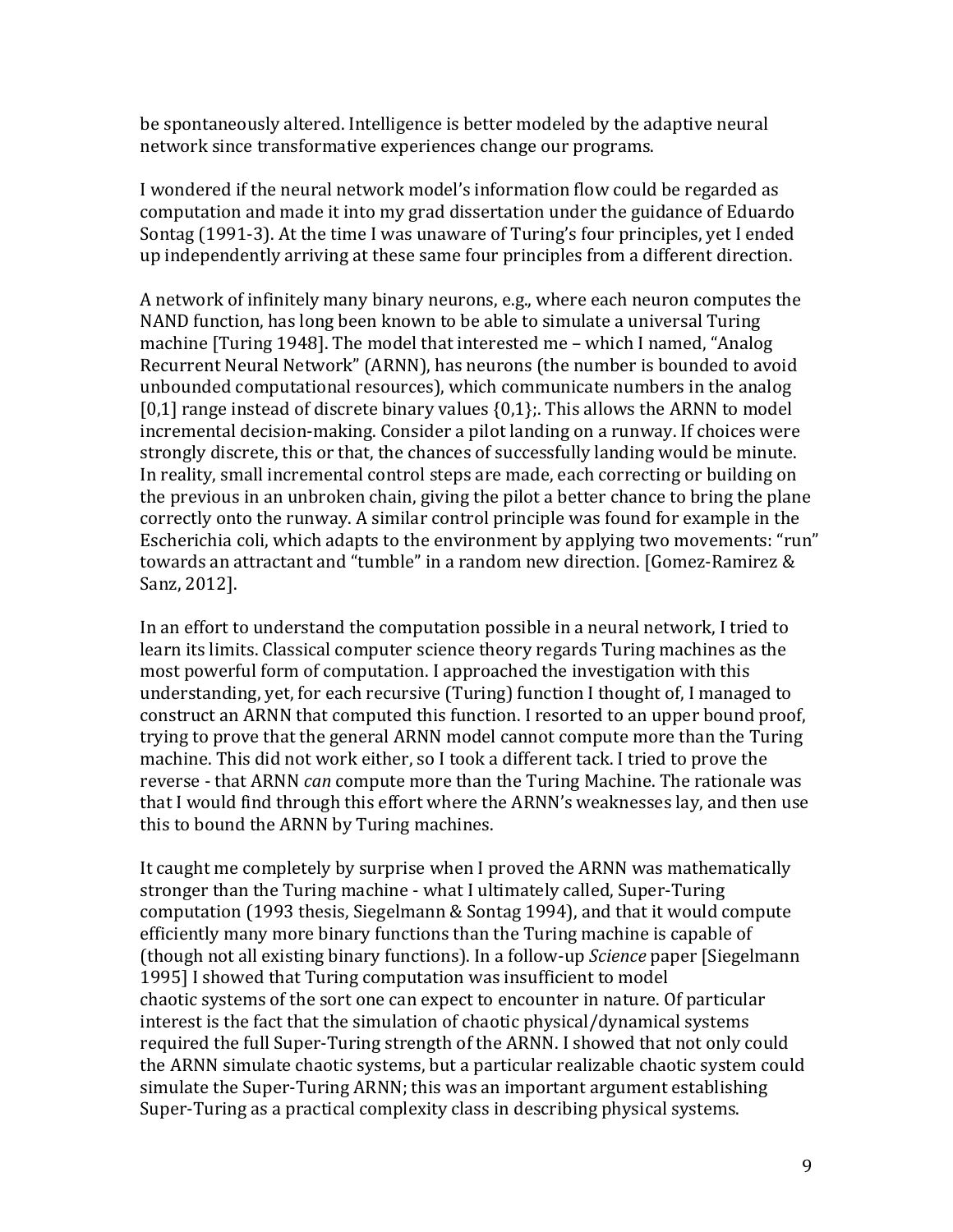be spontaneously altered. Intelligence is better modeled by the adaptive neural network since transformative experiences change our programs.

I wondered if the neural network model's information flow could be regarded as computation and made it into my grad dissertation under the guidance of Eduardo Sontag (1991-3). At the time I was unaware of Turing's four principles, yet I ended up independently arriving at these same four principles from a different direction.

A network of infinitely many binary neurons, e.g., where each neuron computes the NAND function, has long been known to be able to simulate a universal Turing machine [Turing 1948]. The model that interested me – which I named, "Analog Recurrent Neural Network" (ARNN), has neurons (the number is bounded to avoid unbounded computational resources), which communicate numbers in the analog [0,1] range instead of discrete binary values {0,1};. This allows the ARNN to model incremental decision-making. Consider a pilot landing on a runway. If choices were strongly discrete, this or that, the chances of successfully landing would be minute. In reality, small incremental control steps are made, each correcting or building on the previous in an unbroken chain, giving the pilot a better chance to bring the plane correctly onto the runway. A similar control principle was found for example in the Escherichia coli, which adapts to the environment by applying two movements: "run" towards an attractant and "tumble" in a random new direction. [Gomez-Ramirez & Sanz, 2012].

In an effort to understand the computation possible in a neural network, I tried to learn its limits. Classical computer science theory regards Turing machines as the most powerful form of computation. I approached the investigation with this understanding, yet, for each recursive (Turing) function I thought of, I managed to construct an ARNN that computed this function. I resorted to an upper bound proof, trying to prove that the general ARNN model cannot compute more than the Turing machine. This did not work either, so I took a different tack. I tried to prove the reverse - that ARNN *can* compute more than the Turing Machine. The rationale was that I would find through this effort where the ARNN's weaknesses lay, and then use this to bound the ARNN by Turing machines.

It caught me completely by surprise when I proved the ARNN was mathematically stronger than the Turing machine - what I ultimately called, Super-Turing computation (1993 thesis, Siegelmann & Sontag 1994), and that it would compute efficiently many more binary functions than the Turing machine is capable of (though not all existing binary functions). In a follow-up *Science* paper [Siegelmann 1995] I showed that Turing computation was insufficient to model chaotic systems of the sort one can expect to encounter in nature. Of particular interest is the fact that the simulation of chaotic physical/dynamical systems required the full Super-Turing strength of the ARNN. I showed that not only could the ARNN simulate chaotic systems, but a particular realizable chaotic system could simulate the Super-Turing ARNN; this was an important argument establishing Super-Turing as a practical complexity class in describing physical systems.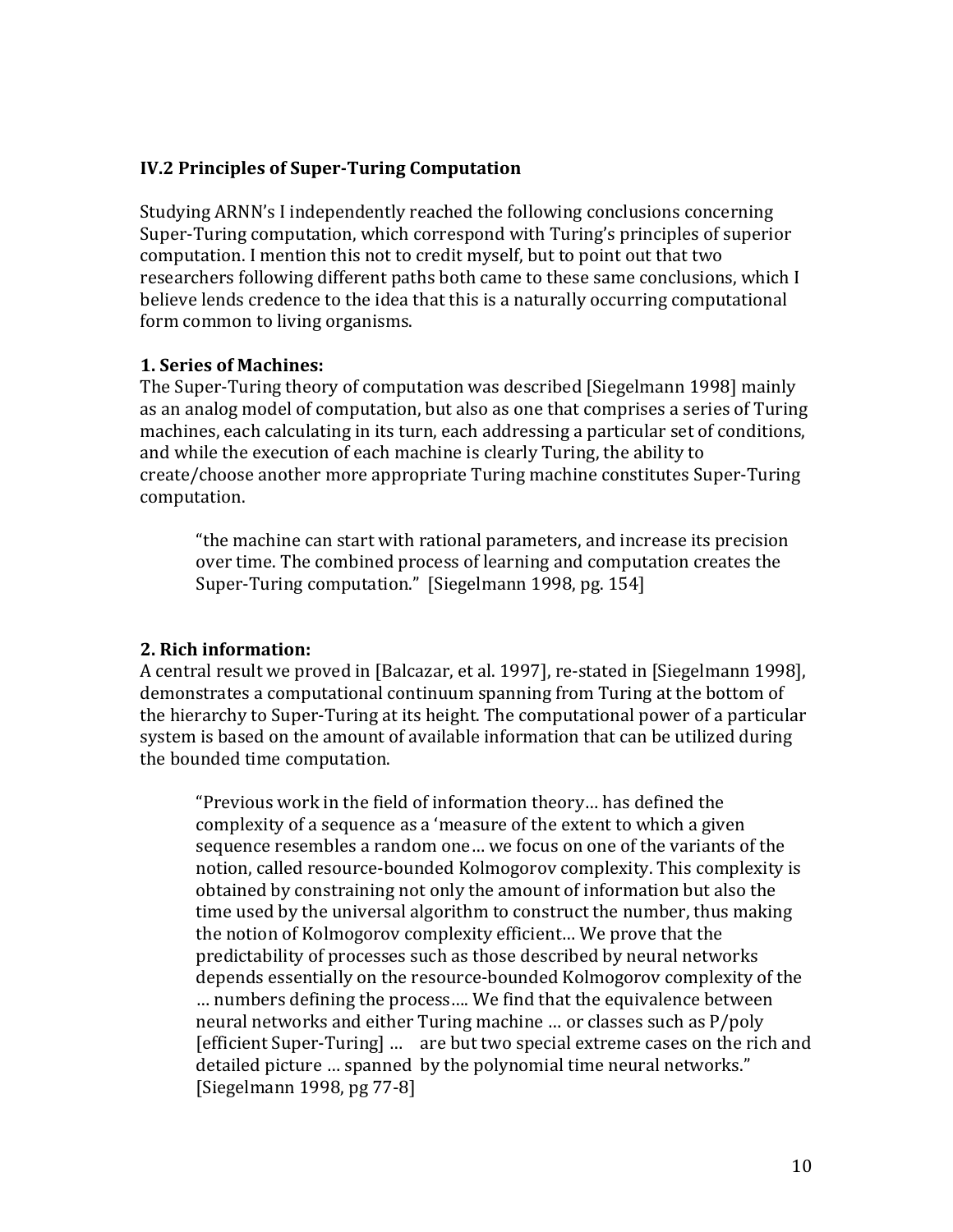### IV.2 Principles of Super-Turing Computation

Studying ARNN's I independently reached the following conclusions concerning Super-Turing computation, which correspond with Turing's principles of superior computation. I mention this not to credit myself, but to point out that two researchers following different paths both came to these same conclusions, which I believe lends credence to the idea that this is a naturally occurring computational form common to living organisms.

**1. Series of Machines:**
The Super-Turing theory of computation was described [Siegelmann 1998] mainly as an analog model of computation, but also as one that comprises a series of Turing machines, each calculating in its turn, each addressing a particular set of conditions, and while the execution of each machine is clearly Turing, the ability to create/choose another more appropriate Turing machine constitutes Super-Turing computation.

> "the machine can start with rational parameters, and increase its precision over time. The combined process of learning and computation creates the Super-Turing computation." [Siegelmann 1998, pg. 154]

**2. Rich information:**
A central result we proved in [Balcazar, et al. 1997], re-stated in [Siegelmann 1998], demonstrates a computational continuum spanning from Turing at the bottom of the hierarchy to Super-Turing at its height. The computational power of a particular system is based on the amount of available information that can be utilized during the bounded time computation.

> "Previous work in the field of information theory… has defined the complexity of a sequence as a 'measure of the extent to which a given sequence resembles a random one… we focus on one of the variants of the notion, called resource-bounded Kolmogorov complexity. This complexity is obtained by constraining not only the amount of information but also the time used by the universal algorithm to construct the number, thus making the notion of Kolmogorov complexity efficient… We prove that the predictability of processes such as those described by neural networks depends essentially on the resource-bounded Kolmogorov complexity of the … numbers defining the process…. We find that the equivalence between neural networks and either Turing machine … or classes such as P/poly [efficient Super-Turing] … are but two special extreme cases on the rich and detailed picture … spanned by the polynomial time neural networks." [Siegelmann 1998, pg 77-8]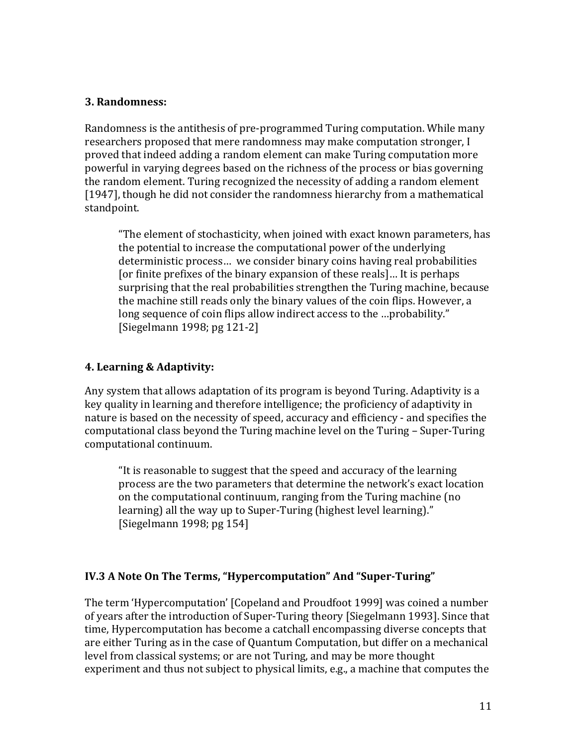**3. Randomness:**

Randomness is the antithesis of pre-programmed Turing computation. While many researchers proposed that mere randomness may make computation stronger, I proved that indeed adding a random element can make Turing computation more powerful in varying degrees based on the richness of the process or bias governing the random element. Turing recognized the necessity of adding a random element [1947], though he did not consider the randomness hierarchy from a mathematical standpoint.

> "The element of stochasticity, when joined with exact known parameters, has the potential to increase the computational power of the underlying deterministic process… we consider binary coins having real probabilities [or finite prefixes of the binary expansion of these reals]… It is perhaps surprising that the real probabilities strengthen the Turing machine, because the machine still reads only the binary values of the coin flips. However, a long sequence of coin flips allow indirect access to the …probability." [Siegelmann 1998; pg 121-2]

**4. Learning & Adaptivity:**

Any system that allows adaptation of its program is beyond Turing. Adaptivity is a key quality in learning and therefore intelligence; the proficiency of adaptivity in nature is based on the necessity of speed, accuracy and efficiency - and specifies the computational class beyond the Turing machine level on the Turing – Super-Turing computational continuum.

> "It is reasonable to suggest that the speed and accuracy of the learning process are the two parameters that determine the network's exact location on the computational continuum, ranging from the Turing machine (no learning) all the way up to Super-Turing (highest level learning)." [Siegelmann 1998; pg 154]

### IV.3 A Note On The Terms, "Hypercomputation" And "Super-Turing"

The term 'Hypercomputation' [Copeland and Proudfoot 1999] was coined a number of years after the introduction of Super-Turing theory [Siegelmann 1993]. Since that time, Hypercomputation has become a catchall encompassing diverse concepts that are either Turing as in the case of Quantum Computation, but differ on a mechanical level from classical systems; or are not Turing, and may be more thought experiment and thus not subject to physical limits, e.g., a machine that computes the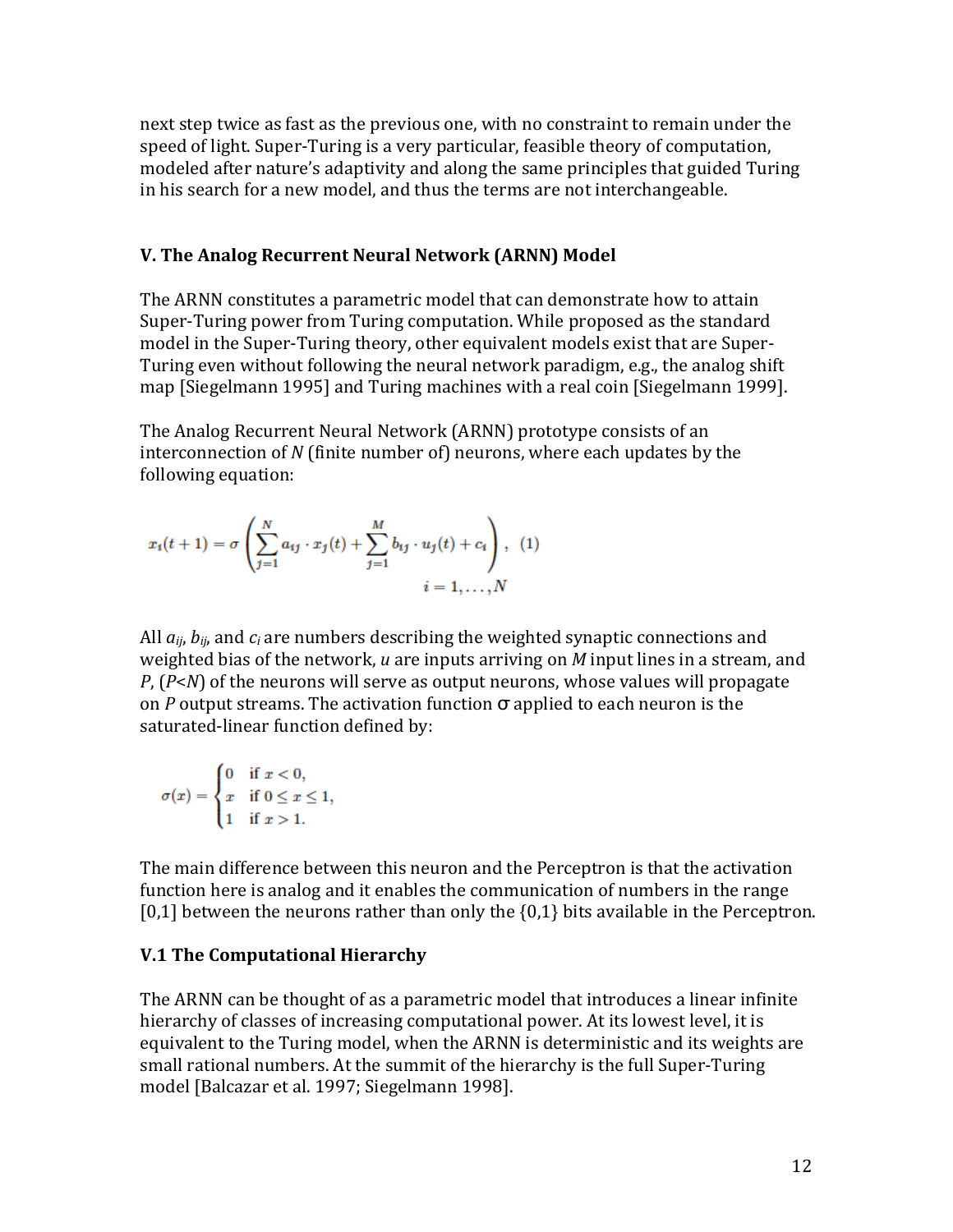next step twice as fast as the previous one, with no constraint to remain under the speed of light. Super-Turing is a very particular, feasible theory of computation, modeled after nature's adaptivity and along the same principles that guided Turing in his search for a new model, and thus the terms are not interchangeable.

### V. The Analog Recurrent Neural Network (ARNN) Model

The ARNN constitutes a parametric model that can demonstrate how to attain Super-Turing power from Turing computation. While proposed as the standard model in the Super-Turing theory, other equivalent models exist that are Super-Turing even without following the neural network paradigm, e.g., the analog shift map [Siegelmann 1995] and Turing machines with a real coin [Siegelmann 1999].

The Analog Recurrent Neural Network (ARNN) prototype consists of an interconnection of $N$ (finite number of) neurons, where each updates by the following equation:

$$x_i(t+1) = \sigma\left(\sum_{j=1}^{N} a_{ij} \cdot x_j(t) + \sum_{j=1}^{M} b_{ij} \cdot u_j(t) + c_i\right), \quad (1)$$
$$i = 1, \ldots, N$$

All $a_{ij}$, $b_{ij}$, and $c_i$ are numbers describing the weighted synaptic connections and weighted bias of the network, $u$ are inputs arriving on $M$ input lines in a stream, and $P$, ($P<N$) of the neurons will serve as output neurons, whose values will propagate on $P$ output streams. The activation function $\sigma$ applied to each neuron is the saturated-linear function defined by:

$$\sigma(x) = \begin{cases} 0 & \text{if } x < 0, \\ x & \text{if } 0 \leq x \leq 1, \\ 1 & \text{if } x > 1. \end{cases}$$

The main difference between this neuron and the Perceptron is that the activation function here is analog and it enables the communication of numbers in the range [0,1] between the neurons rather than only the {0,1} bits available in the Perceptron.

#### V.1 The Computational Hierarchy

The ARNN can be thought of as a parametric model that introduces a linear infinite hierarchy of classes of increasing computational power. At its lowest level, it is equivalent to the Turing model, when the ARNN is deterministic and its weights are small rational numbers. At the summit of the hierarchy is the full Super-Turing model [Balcazar et al. 1997; Siegelmann 1998].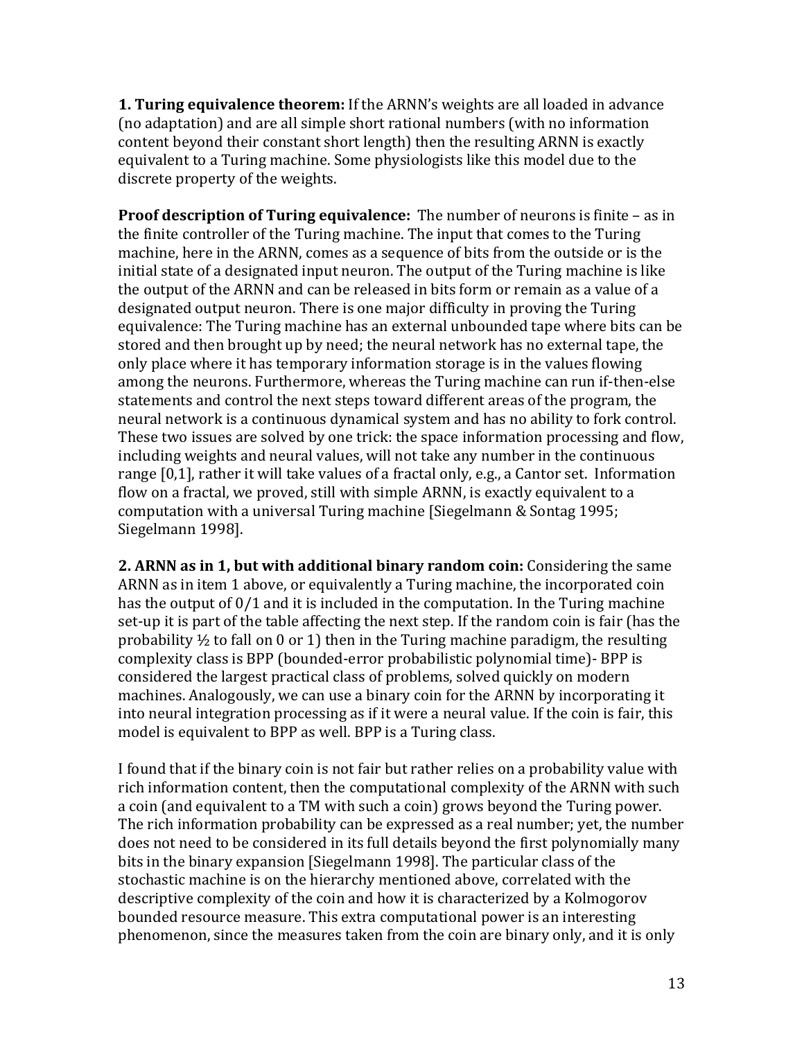**1. Turing equivalence theorem:** If the ARNN's weights are all loaded in advance (no adaptation) and are all simple short rational numbers (with no information content beyond their constant short length) then the resulting ARNN is exactly equivalent to a Turing machine. Some physiologists like this model due to the discrete property of the weights.

**Proof description of Turing equivalence:** The number of neurons is finite – as in the finite controller of the Turing machine. The input that comes to the Turing machine, here in the ARNN, comes as a sequence of bits from the outside or is the initial state of a designated input neuron. The output of the Turing machine is like the output of the ARNN and can be released in bits form or remain as a value of a designated output neuron. There is one major difficulty in proving the Turing equivalence: The Turing machine has an external unbounded tape where bits can be stored and then brought up by need; the neural network has no external tape, the only place where it has temporary information storage is in the values flowing among the neurons. Furthermore, whereas the Turing machine can run if-then-else statements and control the next steps toward different areas of the program, the neural network is a continuous dynamical system and has no ability to fork control. These two issues are solved by one trick: the space information processing and flow, including weights and neural values, will not take any number in the continuous range [0,1], rather it will take values of a fractal only, e.g., a Cantor set. Information flow on a fractal, we proved, still with simple ARNN, is exactly equivalent to a computation with a universal Turing machine [Siegelmann & Sontag 1995; Siegelmann 1998].

**2. ARNN as in 1, but with additional binary random coin:** Considering the same ARNN as in item 1 above, or equivalently a Turing machine, the incorporated coin has the output of 0/1 and it is included in the computation. In the Turing machine set-up it is part of the table affecting the next step. If the random coin is fair (has the probability ½ to fall on 0 or 1) then in the Turing machine paradigm, the resulting complexity class is BPP (bounded-error probabilistic polynomial time)- BPP is considered the largest practical class of problems, solved quickly on modern machines. Analogously, we can use a binary coin for the ARNN by incorporating it into neural integration processing as if it were a neural value. If the coin is fair, this model is equivalent to BPP as well. BPP is a Turing class.

I found that if the binary coin is not fair but rather relies on a probability value with rich information content, then the computational complexity of the ARNN with such a coin (and equivalent to a TM with such a coin) grows beyond the Turing power. The rich information probability can be expressed as a real number; yet, the number does not need to be considered in its full details beyond the first polynomially many bits in the binary expansion [Siegelmann 1998]. The particular class of the stochastic machine is on the hierarchy mentioned above, correlated with the descriptive complexity of the coin and how it is characterized by a Kolmogorov bounded resource measure. This extra computational power is an interesting phenomenon, since the measures taken from the coin are binary only, and it is only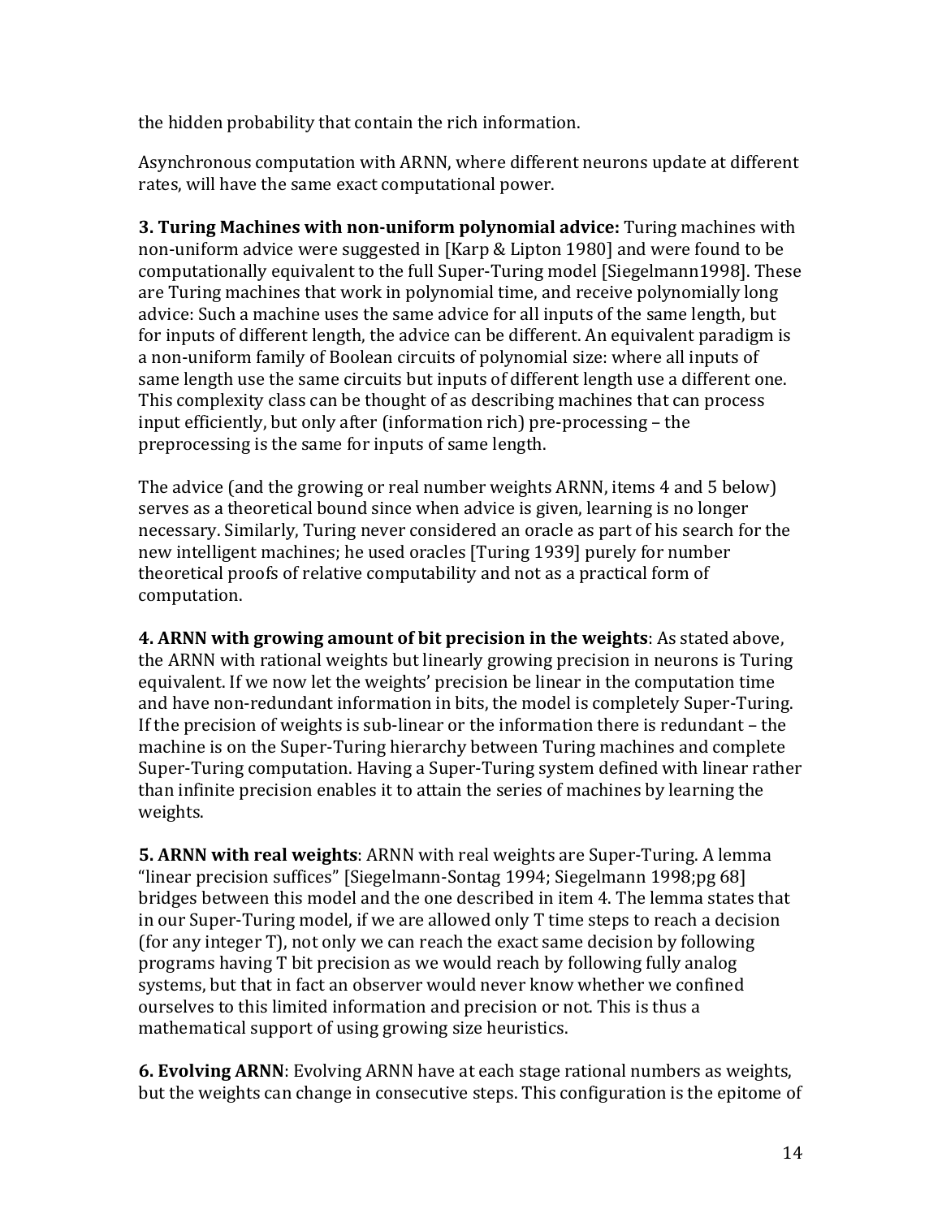the hidden probability that contain the rich information.

Asynchronous computation with ARNN, where different neurons update at different rates, will have the same exact computational power.

**3. Turing Machines with non-uniform polynomial advice:** Turing machines with non-uniform advice were suggested in [Karp & Lipton 1980] and were found to be computationally equivalent to the full Super-Turing model [Siegelmann1998]. These are Turing machines that work in polynomial time, and receive polynomially long advice: Such a machine uses the same advice for all inputs of the same length, but for inputs of different length, the advice can be different. An equivalent paradigm is a non-uniform family of Boolean circuits of polynomial size: where all inputs of same length use the same circuits but inputs of different length use a different one. This complexity class can be thought of as describing machines that can process input efficiently, but only after (information rich) pre-processing – the preprocessing is the same for inputs of same length.

The advice (and the growing or real number weights ARNN, items 4 and 5 below) serves as a theoretical bound since when advice is given, learning is no longer necessary. Similarly, Turing never considered an oracle as part of his search for the new intelligent machines; he used oracles [Turing 1939] purely for number theoretical proofs of relative computability and not as a practical form of computation.

**4. ARNN with growing amount of bit precision in the weights**: As stated above, the ARNN with rational weights but linearly growing precision in neurons is Turing equivalent. If we now let the weights' precision be linear in the computation time and have non-redundant information in bits, the model is completely Super-Turing. If the precision of weights is sub-linear or the information there is redundant – the machine is on the Super-Turing hierarchy between Turing machines and complete Super-Turing computation. Having a Super-Turing system defined with linear rather than infinite precision enables it to attain the series of machines by learning the weights.

**5. ARNN with real weights**: ARNN with real weights are Super-Turing. A lemma "linear precision suffices" [Siegelmann-Sontag 1994; Siegelmann 1998;pg 68] bridges between this model and the one described in item 4. The lemma states that in our Super-Turing model, if we are allowed only T time steps to reach a decision (for any integer T), not only we can reach the exact same decision by following programs having T bit precision as we would reach by following fully analog systems, but that in fact an observer would never know whether we confined ourselves to this limited information and precision or not. This is thus a mathematical support of using growing size heuristics.

**6. Evolving ARNN**: Evolving ARNN have at each stage rational numbers as weights, but the weights can change in consecutive steps. This configuration is the epitome of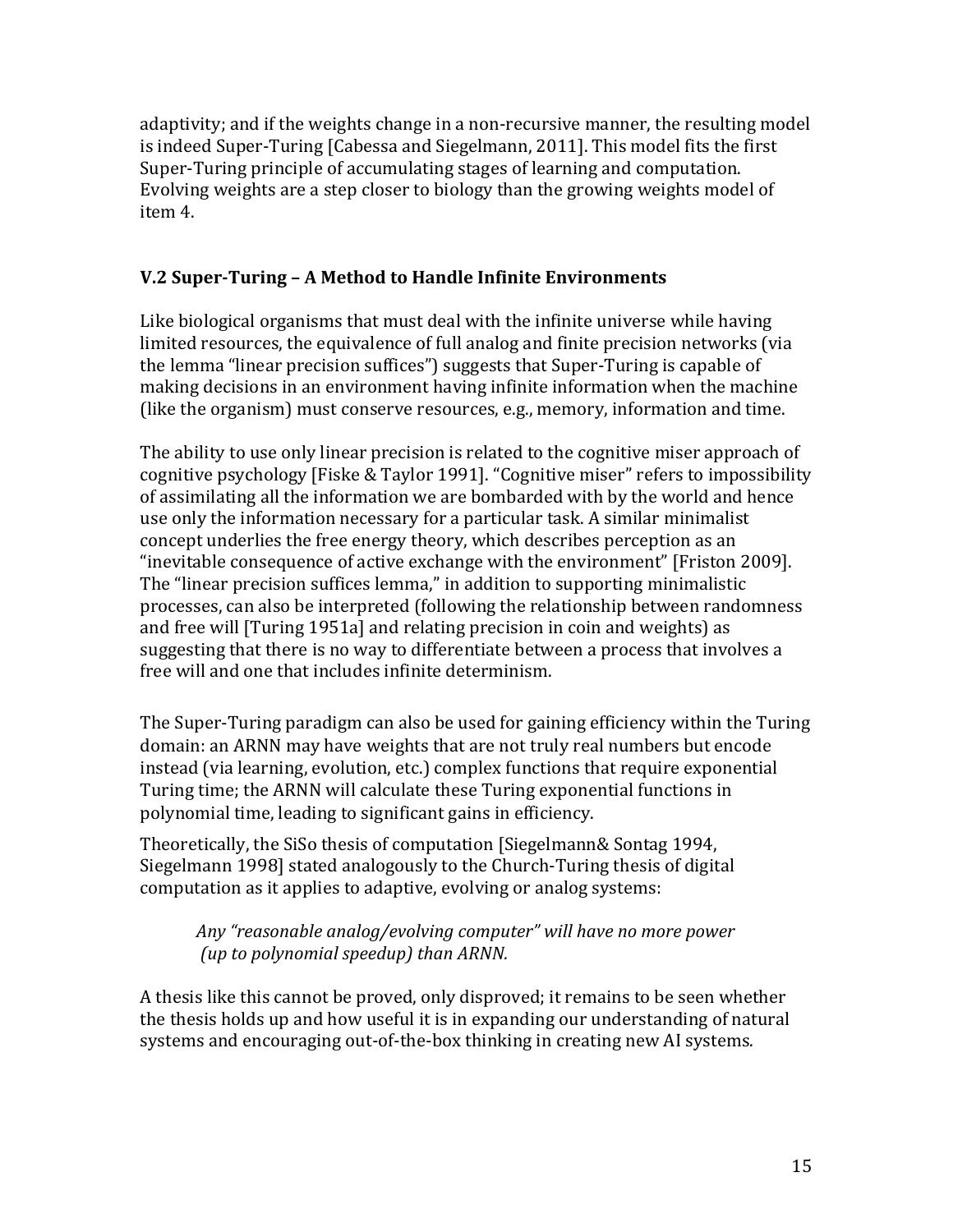adaptivity; and if the weights change in a non-recursive manner, the resulting model is indeed Super-Turing [Cabessa and Siegelmann, 2011]. This model fits the first Super-Turing principle of accumulating stages of learning and computation. Evolving weights are a step closer to biology than the growing weights model of item 4.

### V.2 Super-Turing – A Method to Handle Infinite Environments

Like biological organisms that must deal with the infinite universe while having limited resources, the equivalence of full analog and finite precision networks (via the lemma "linear precision suffices") suggests that Super-Turing is capable of making decisions in an environment having infinite information when the machine (like the organism) must conserve resources, e.g., memory, information and time.

The ability to use only linear precision is related to the cognitive miser approach of cognitive psychology [Fiske & Taylor 1991]. "Cognitive miser" refers to impossibility of assimilating all the information we are bombarded with by the world and hence use only the information necessary for a particular task. A similar minimalist concept underlies the free energy theory, which describes perception as an "inevitable consequence of active exchange with the environment" [Friston 2009]. The "linear precision suffices lemma," in addition to supporting minimalistic processes, can also be interpreted (following the relationship between randomness and free will [Turing 1951a] and relating precision in coin and weights) as suggesting that there is no way to differentiate between a process that involves a free will and one that includes infinite determinism.

The Super-Turing paradigm can also be used for gaining efficiency within the Turing domain: an ARNN may have weights that are not truly real numbers but encode instead (via learning, evolution, etc.) complex functions that require exponential Turing time; the ARNN will calculate these Turing exponential functions in polynomial time, leading to significant gains in efficiency.

Theoretically, the SiSo thesis of computation [Siegelmann& Sontag 1994, Siegelmann 1998] stated analogously to the Church-Turing thesis of digital computation as it applies to adaptive, evolving or analog systems:

> *Any "reasonable analog/evolving computer" will have no more power (up to polynomial speedup) than ARNN.*

A thesis like this cannot be proved, only disproved; it remains to be seen whether the thesis holds up and how useful it is in expanding our understanding of natural systems and encouraging out-of-the-box thinking in creating new AI systems.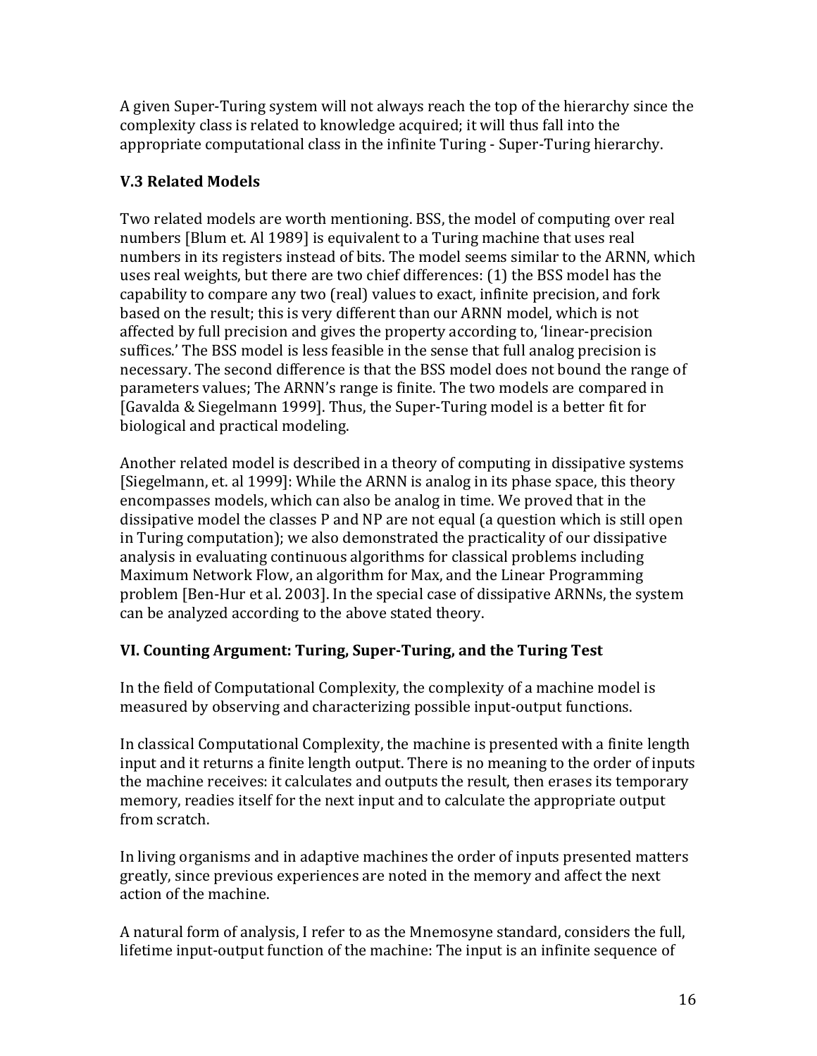A given Super-Turing system will not always reach the top of the hierarchy since the complexity class is related to knowledge acquired; it will thus fall into the appropriate computational class in the infinite Turing - Super-Turing hierarchy.

### V.3 Related Models

Two related models are worth mentioning. BSS, the model of computing over real numbers [Blum et. Al 1989] is equivalent to a Turing machine that uses real numbers in its registers instead of bits. The model seems similar to the ARNN, which uses real weights, but there are two chief differences: (1) the BSS model has the capability to compare any two (real) values to exact, infinite precision, and fork based on the result; this is very different than our ARNN model, which is not affected by full precision and gives the property according to, 'linear-precision suffices.' The BSS model is less feasible in the sense that full analog precision is necessary. The second difference is that the BSS model does not bound the range of parameters values; The ARNN's range is finite. The two models are compared in [Gavalda & Siegelmann 1999]. Thus, the Super-Turing model is a better fit for biological and practical modeling.

Another related model is described in a theory of computing in dissipative systems [Siegelmann, et. al 1999]: While the ARNN is analog in its phase space, this theory encompasses models, which can also be analog in time. We proved that in the dissipative model the classes P and NP are not equal (a question which is still open in Turing computation); we also demonstrated the practicality of our dissipative analysis in evaluating continuous algorithms for classical problems including Maximum Network Flow, an algorithm for Max, and the Linear Programming problem [Ben-Hur et al. 2003]. In the special case of dissipative ARNNs, the system can be analyzed according to the above stated theory.

## VI. Counting Argument: Turing, Super-Turing, and the Turing Test

In the field of Computational Complexity, the complexity of a machine model is measured by observing and characterizing possible input-output functions.

In classical Computational Complexity, the machine is presented with a finite length input and it returns a finite length output. There is no meaning to the order of inputs the machine receives: it calculates and outputs the result, then erases its temporary memory, readies itself for the next input and to calculate the appropriate output from scratch.

In living organisms and in adaptive machines the order of inputs presented matters greatly, since previous experiences are noted in the memory and affect the next action of the machine.

A natural form of analysis, I refer to as the Mnemosyne standard, considers the full, lifetime input-output function of the machine: The input is an infinite sequence of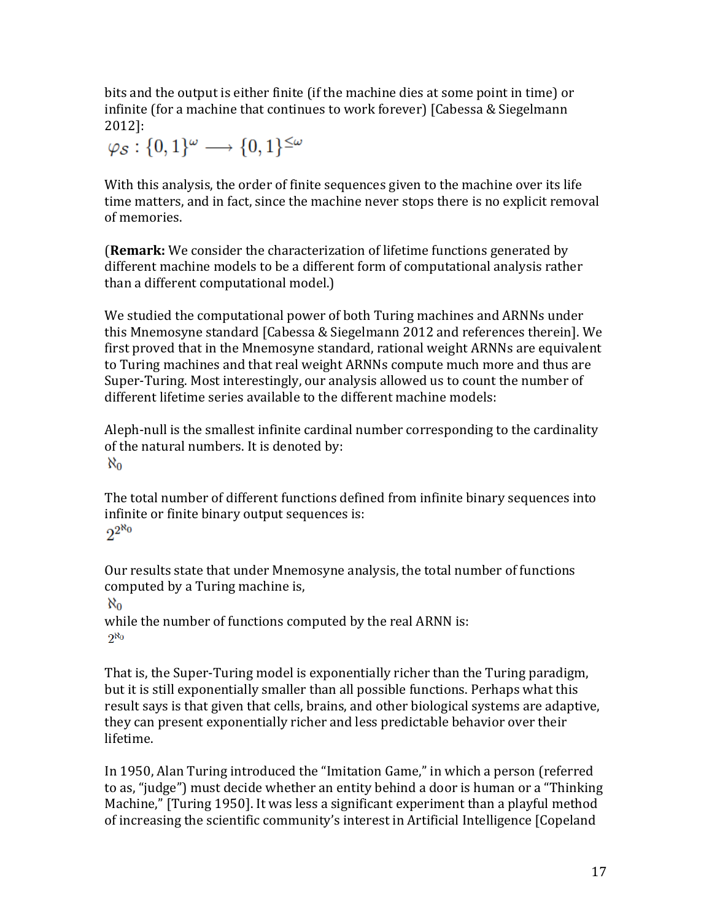bits and the output is either finite (if the machine dies at some point in time) or infinite (for a machine that continues to work forever) [Cabessa & Siegelmann 2012]:

$$\varphi_S : \{0,1\}^\omega \longrightarrow \{0,1\}^{\leq\omega}$$

With this analysis, the order of finite sequences given to the machine over its life time matters, and in fact, since the machine never stops there is no explicit removal of memories.

(**Remark:** We consider the characterization of lifetime functions generated by different machine models to be a different form of computational analysis rather than a different computational model.)

We studied the computational power of both Turing machines and ARNNs under this Mnemosyne standard [Cabessa & Siegelmann 2012 and references therein]. We first proved that in the Mnemosyne standard, rational weight ARNNs are equivalent to Turing machines and that real weight ARNNs compute much more and thus are Super-Turing. Most interestingly, our analysis allowed us to count the number of different lifetime series available to the different machine models:

Aleph-null is the smallest infinite cardinal number corresponding to the cardinality of the natural numbers. It is denoted by:

$$\aleph_0$$

The total number of different functions defined from infinite binary sequences into infinite or finite binary output sequences is:

$$2^{2^{\aleph_0}}$$

Our results state that under Mnemosyne analysis, the total number of functions computed by a Turing machine is,

$$\aleph_0$$

while the number of functions computed by the real ARNN is:

$$2^{\aleph_0}$$

That is, the Super-Turing model is exponentially richer than the Turing paradigm, but it is still exponentially smaller than all possible functions. Perhaps what this result says is that given that cells, brains, and other biological systems are adaptive, they can present exponentially richer and less predictable behavior over their lifetime.

In 1950, Alan Turing introduced the "Imitation Game," in which a person (referred to as, "judge") must decide whether an entity behind a door is human or a "Thinking Machine," [Turing 1950]. It was less a significant experiment than a playful method of increasing the scientific community's interest in Artificial Intelligence [Copeland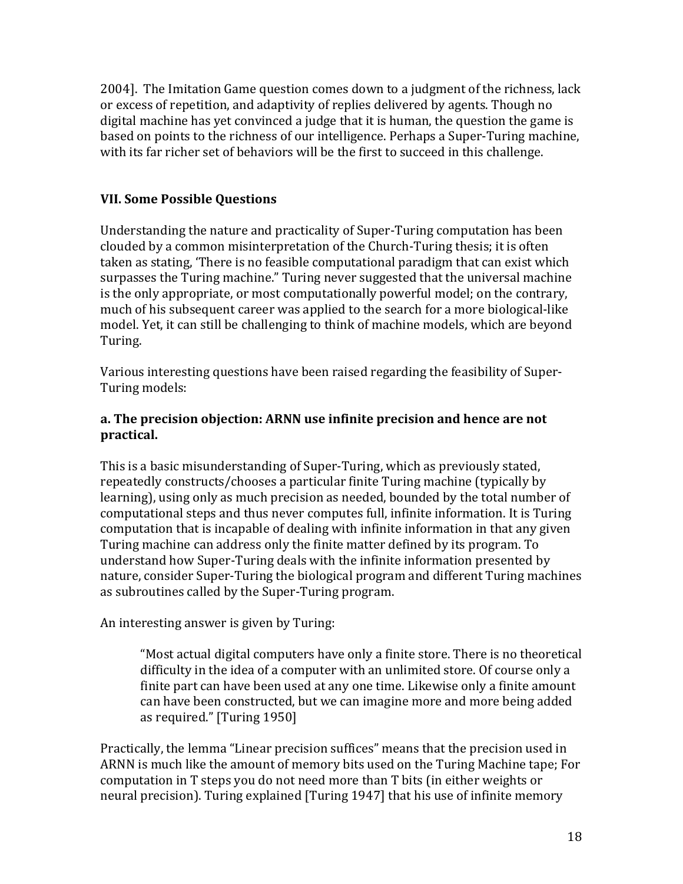2004]. The Imitation Game question comes down to a judgment of the richness, lack or excess of repetition, and adaptivity of replies delivered by agents. Though no digital machine has yet convinced a judge that it is human, the question the game is based on points to the richness of our intelligence. Perhaps a Super-Turing machine, with its far richer set of behaviors will be the first to succeed in this challenge.

## VII. Some Possible Questions

Understanding the nature and practicality of Super-Turing computation has been clouded by a common misinterpretation of the Church-Turing thesis; it is often taken as stating, 'There is no feasible computational paradigm that can exist which surpasses the Turing machine." Turing never suggested that the universal machine is the only appropriate, or most computationally powerful model; on the contrary, much of his subsequent career was applied to the search for a more biological-like model. Yet, it can still be challenging to think of machine models, which are beyond Turing.

Various interesting questions have been raised regarding the feasibility of Super-Turing models:

### a. The precision objection: ARNN use infinite precision and hence are not practical.

This is a basic misunderstanding of Super-Turing, which as previously stated, repeatedly constructs/chooses a particular finite Turing machine (typically by learning), using only as much precision as needed, bounded by the total number of computational steps and thus never computes full, infinite information. It is Turing computation that is incapable of dealing with infinite information in that any given Turing machine can address only the finite matter defined by its program. To understand how Super-Turing deals with the infinite information presented by nature, consider Super-Turing the biological program and different Turing machines as subroutines called by the Super-Turing program.

An interesting answer is given by Turing:

> "Most actual digital computers have only a finite store. There is no theoretical difficulty in the idea of a computer with an unlimited store. Of course only a finite part can have been used at any one time. Likewise only a finite amount can have been constructed, but we can imagine more and more being added as required." [Turing 1950]

Practically, the lemma "Linear precision suffices" means that the precision used in ARNN is much like the amount of memory bits used on the Turing Machine tape; For computation in T steps you do not need more than T bits (in either weights or neural precision). Turing explained [Turing 1947] that his use of infinite memory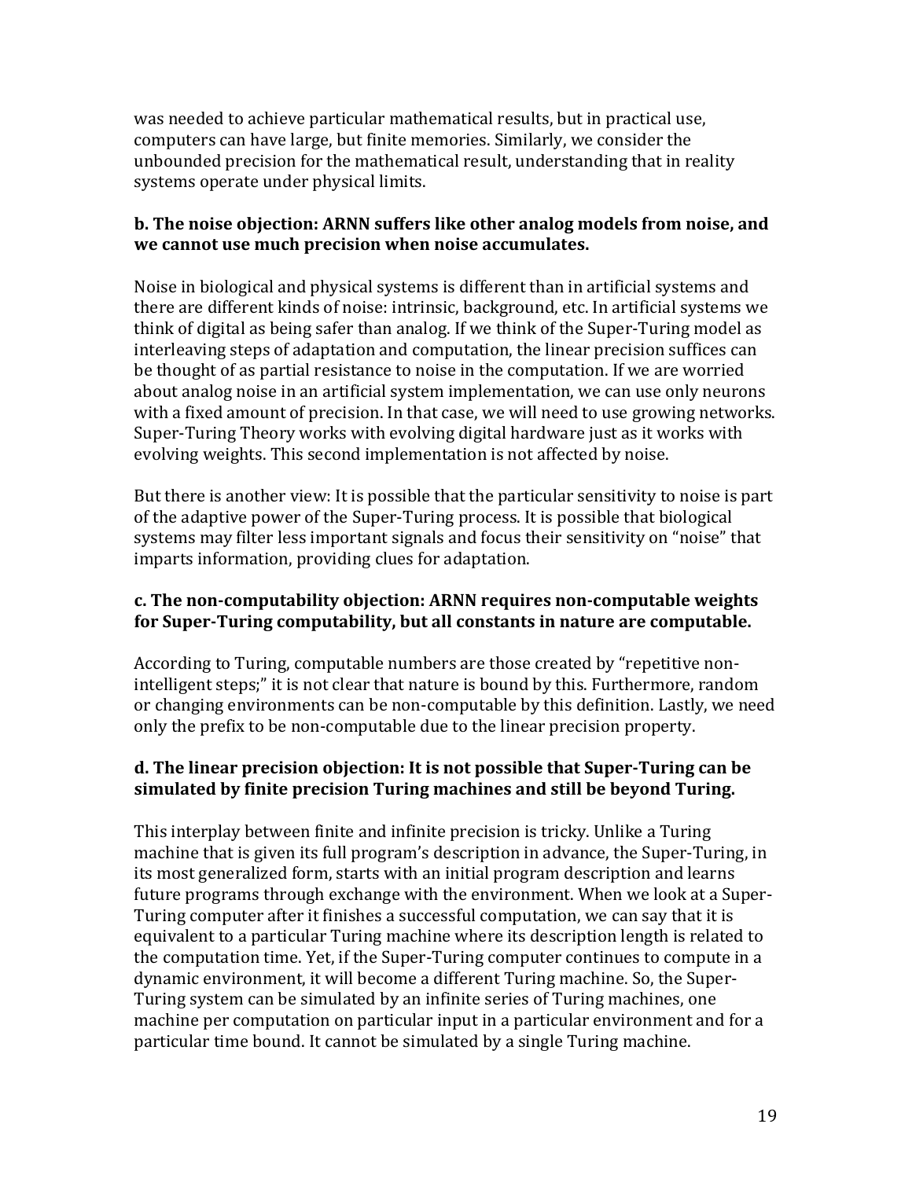was needed to achieve particular mathematical results, but in practical use, computers can have large, but finite memories. Similarly, we consider the unbounded precision for the mathematical result, understanding that in reality systems operate under physical limits.

**b. The noise objection: ARNN suffers like other analog models from noise, and we cannot use much precision when noise accumulates.**

Noise in biological and physical systems is different than in artificial systems and there are different kinds of noise: intrinsic, background, etc. In artificial systems we think of digital as being safer than analog. If we think of the Super-Turing model as interleaving steps of adaptation and computation, the linear precision suffices can be thought of as partial resistance to noise in the computation. If we are worried about analog noise in an artificial system implementation, we can use only neurons with a fixed amount of precision. In that case, we will need to use growing networks. Super-Turing Theory works with evolving digital hardware just as it works with evolving weights. This second implementation is not affected by noise.

But there is another view: It is possible that the particular sensitivity to noise is part of the adaptive power of the Super-Turing process. It is possible that biological systems may filter less important signals and focus their sensitivity on "noise" that imparts information, providing clues for adaptation.

**c. The non-computability objection: ARNN requires non-computable weights for Super-Turing computability, but all constants in nature are computable.**

According to Turing, computable numbers are those created by "repetitive non-intelligent steps;" it is not clear that nature is bound by this. Furthermore, random or changing environments can be non-computable by this definition. Lastly, we need only the prefix to be non-computable due to the linear precision property.

**d. The linear precision objection: It is not possible that Super-Turing can be simulated by finite precision Turing machines and still be beyond Turing.**

This interplay between finite and infinite precision is tricky. Unlike a Turing machine that is given its full program's description in advance, the Super-Turing, in its most generalized form, starts with an initial program description and learns future programs through exchange with the environment. When we look at a Super-Turing computer after it finishes a successful computation, we can say that it is equivalent to a particular Turing machine where its description length is related to the computation time. Yet, if the Super-Turing computer continues to compute in a dynamic environment, it will become a different Turing machine. So, the Super-Turing system can be simulated by an infinite series of Turing machines, one machine per computation on particular input in a particular environment and for a particular time bound. It cannot be simulated by a single Turing machine.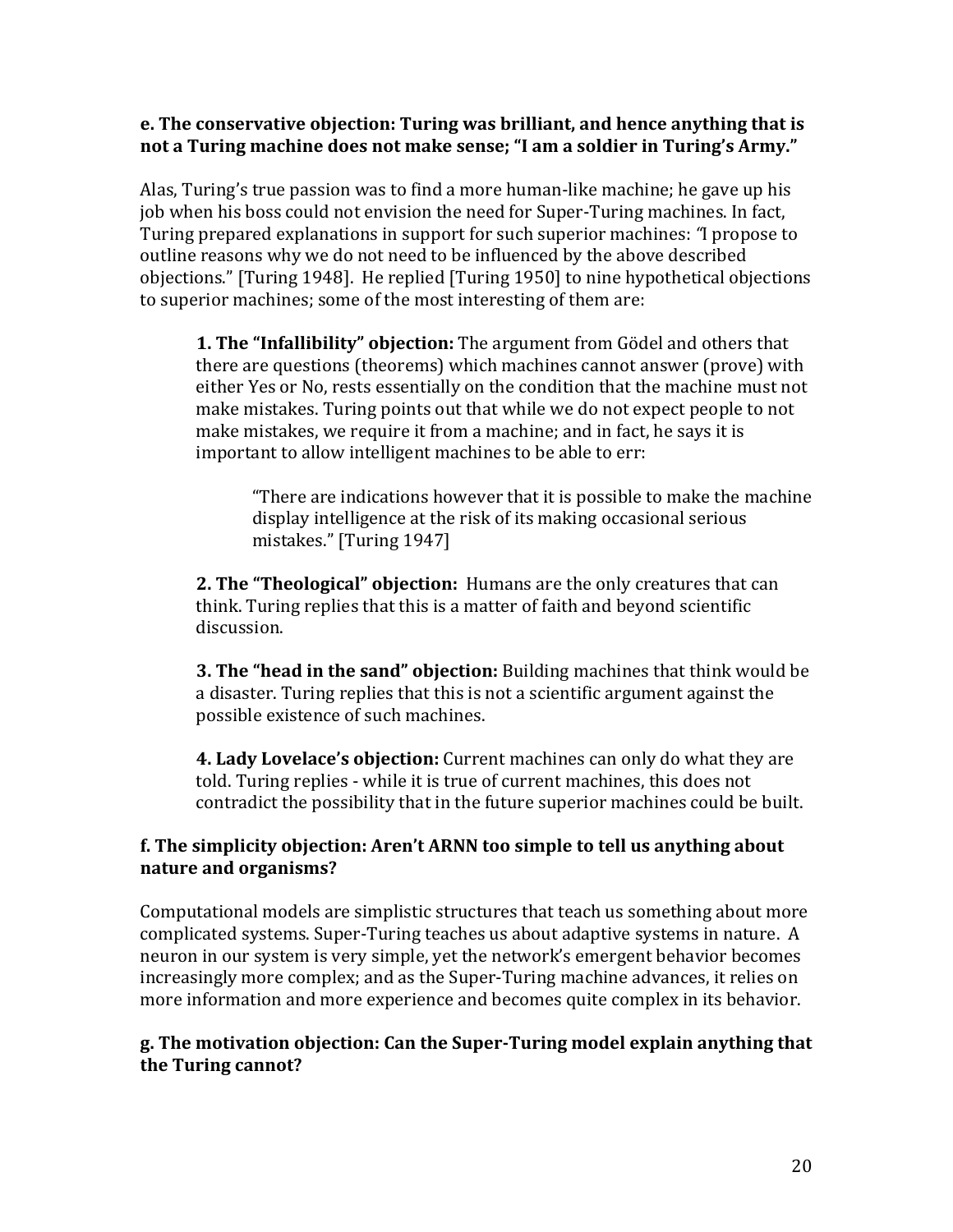**e. The conservative objection: Turing was brilliant, and hence anything that is not a Turing machine does not make sense; "I am a soldier in Turing's Army."**

Alas, Turing's true passion was to find a more human-like machine; he gave up his job when his boss could not envision the need for Super-Turing machines. In fact, Turing prepared explanations in support for such superior machines: *"*I propose to outline reasons why we do not need to be influenced by the above described objections." [Turing 1948]. He replied [Turing 1950] to nine hypothetical objections to superior machines; some of the most interesting of them are:

> **1. The "Infallibility" objection:** The argument from Gödel and others that there are questions (theorems) which machines cannot answer (prove) with either Yes or No, rests essentially on the condition that the machine must not make mistakes. Turing points out that while we do not expect people to not make mistakes, we require it from a machine; and in fact, he says it is important to allow intelligent machines to be able to err:
>
> > "There are indications however that it is possible to make the machine display intelligence at the risk of its making occasional serious mistakes." [Turing 1947]
>
> **2. The "Theological" objection:** Humans are the only creatures that can think. Turing replies that this is a matter of faith and beyond scientific discussion.
>
> **3. The "head in the sand" objection:** Building machines that think would be a disaster. Turing replies that this is not a scientific argument against the possible existence of such machines.
>
> **4. Lady Lovelace's objection:** Current machines can only do what they are told. Turing replies - while it is true of current machines, this does not contradict the possibility that in the future superior machines could be built.

**f. The simplicity objection: Aren't ARNN too simple to tell us anything about nature and organisms?**

Computational models are simplistic structures that teach us something about more complicated systems. Super-Turing teaches us about adaptive systems in nature. A neuron in our system is very simple, yet the network's emergent behavior becomes increasingly more complex; and as the Super-Turing machine advances, it relies on more information and more experience and becomes quite complex in its behavior.

**g. The motivation objection: Can the Super-Turing model explain anything that the Turing cannot?**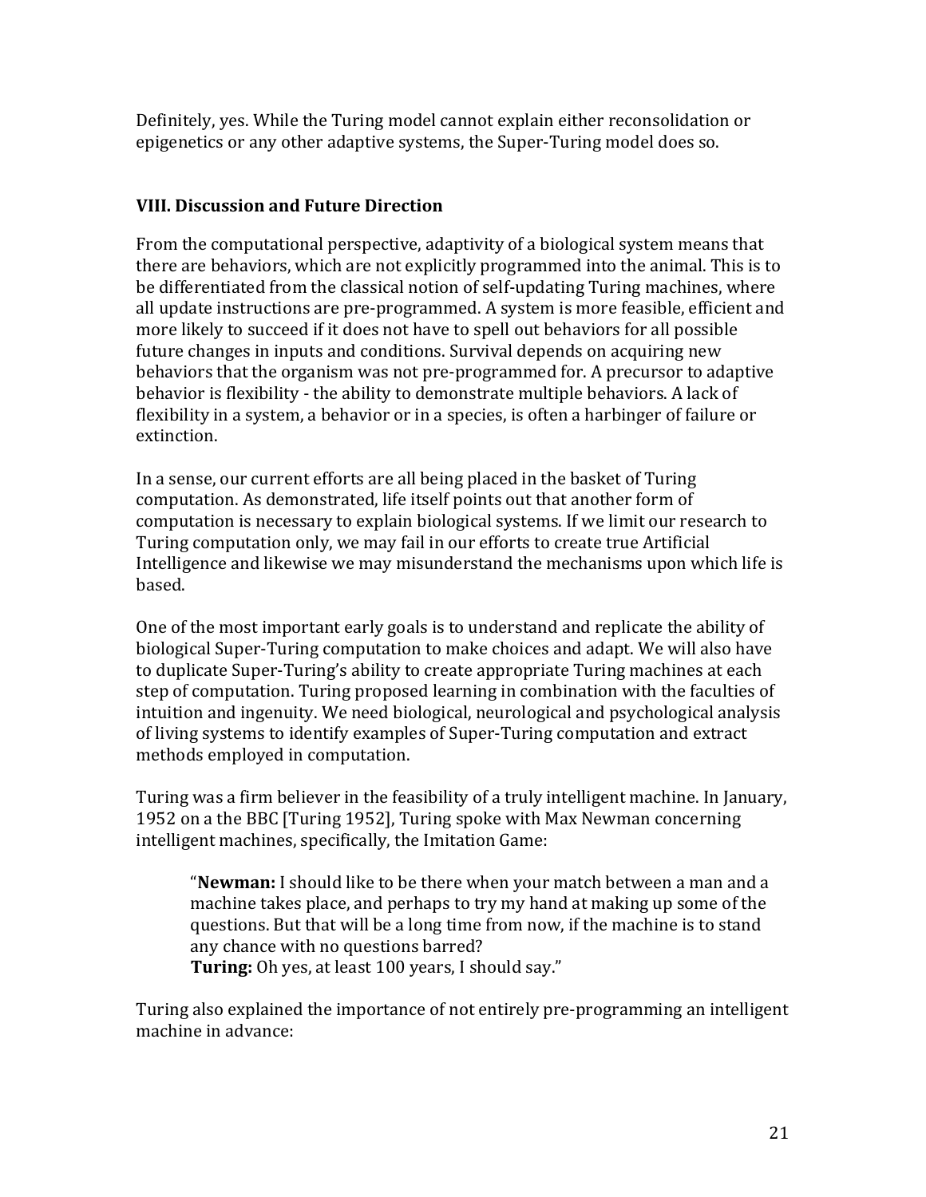Definitely, yes. While the Turing model cannot explain either reconsolidation or epigenetics or any other adaptive systems, the Super-Turing model does so.

## VIII. Discussion and Future Direction

From the computational perspective, adaptivity of a biological system means that there are behaviors, which are not explicitly programmed into the animal. This is to be differentiated from the classical notion of self-updating Turing machines, where all update instructions are pre-programmed. A system is more feasible, efficient and more likely to succeed if it does not have to spell out behaviors for all possible future changes in inputs and conditions. Survival depends on acquiring new behaviors that the organism was not pre-programmed for. A precursor to adaptive behavior is flexibility - the ability to demonstrate multiple behaviors. A lack of flexibility in a system, a behavior or in a species, is often a harbinger of failure or extinction.

In a sense, our current efforts are all being placed in the basket of Turing computation. As demonstrated, life itself points out that another form of computation is necessary to explain biological systems. If we limit our research to Turing computation only, we may fail in our efforts to create true Artificial Intelligence and likewise we may misunderstand the mechanisms upon which life is based.

One of the most important early goals is to understand and replicate the ability of biological Super-Turing computation to make choices and adapt. We will also have to duplicate Super-Turing's ability to create appropriate Turing machines at each step of computation. Turing proposed learning in combination with the faculties of intuition and ingenuity. We need biological, neurological and psychological analysis of living systems to identify examples of Super-Turing computation and extract methods employed in computation.

Turing was a firm believer in the feasibility of a truly intelligent machine. In January, 1952 on a the BBC [Turing 1952], Turing spoke with Max Newman concerning intelligent machines, specifically, the Imitation Game:

> "**Newman:** I should like to be there when your match between a man and a machine takes place, and perhaps to try my hand at making up some of the questions. But that will be a long time from now, if the machine is to stand any chance with no questions barred?
> **Turing:** Oh yes, at least 100 years, I should say."

Turing also explained the importance of not entirely pre-programming an intelligent machine in advance: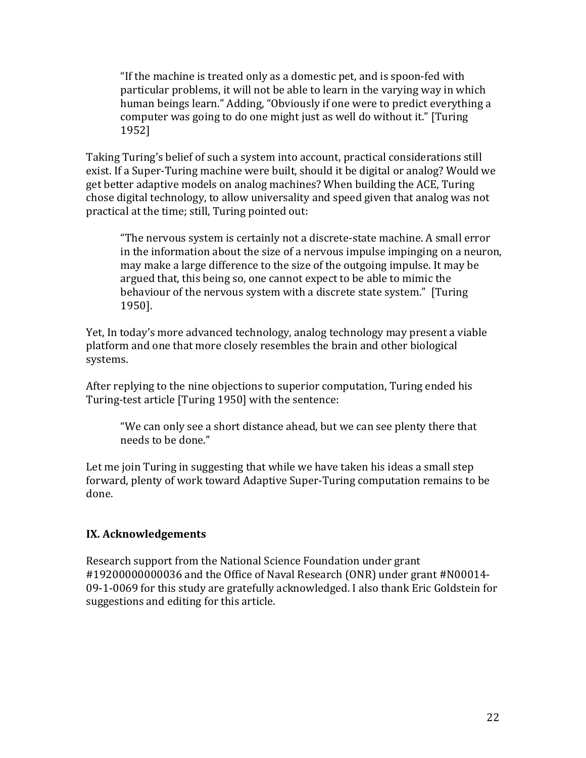> "If the machine is treated only as a domestic pet, and is spoon-fed with particular problems, it will not be able to learn in the varying way in which human beings learn." Adding, "Obviously if one were to predict everything a computer was going to do one might just as well do without it." [Turing 1952]

Taking Turing's belief of such a system into account, practical considerations still exist. If a Super-Turing machine were built, should it be digital or analog? Would we get better adaptive models on analog machines? When building the ACE, Turing chose digital technology, to allow universality and speed given that analog was not practical at the time; still, Turing pointed out:

> "The nervous system is certainly not a discrete-state machine. A small error in the information about the size of a nervous impulse impinging on a neuron, may make a large difference to the size of the outgoing impulse. It may be argued that, this being so, one cannot expect to be able to mimic the behaviour of the nervous system with a discrete state system." [Turing 1950].

Yet, In today's more advanced technology, analog technology may present a viable platform and one that more closely resembles the brain and other biological systems.

After replying to the nine objections to superior computation, Turing ended his Turing-test article [Turing 1950] with the sentence:

> "We can only see a short distance ahead, but we can see plenty there that needs to be done."

Let me join Turing in suggesting that while we have taken his ideas a small step forward, plenty of work toward Adaptive Super-Turing computation remains to be done.

## IX. Acknowledgements

Research support from the National Science Foundation under grant #19200000000036 and the Office of Naval Research (ONR) under grant #N00014-09-1-0069 for this study are gratefully acknowledged. I also thank Eric Goldstein for suggestions and editing for this article.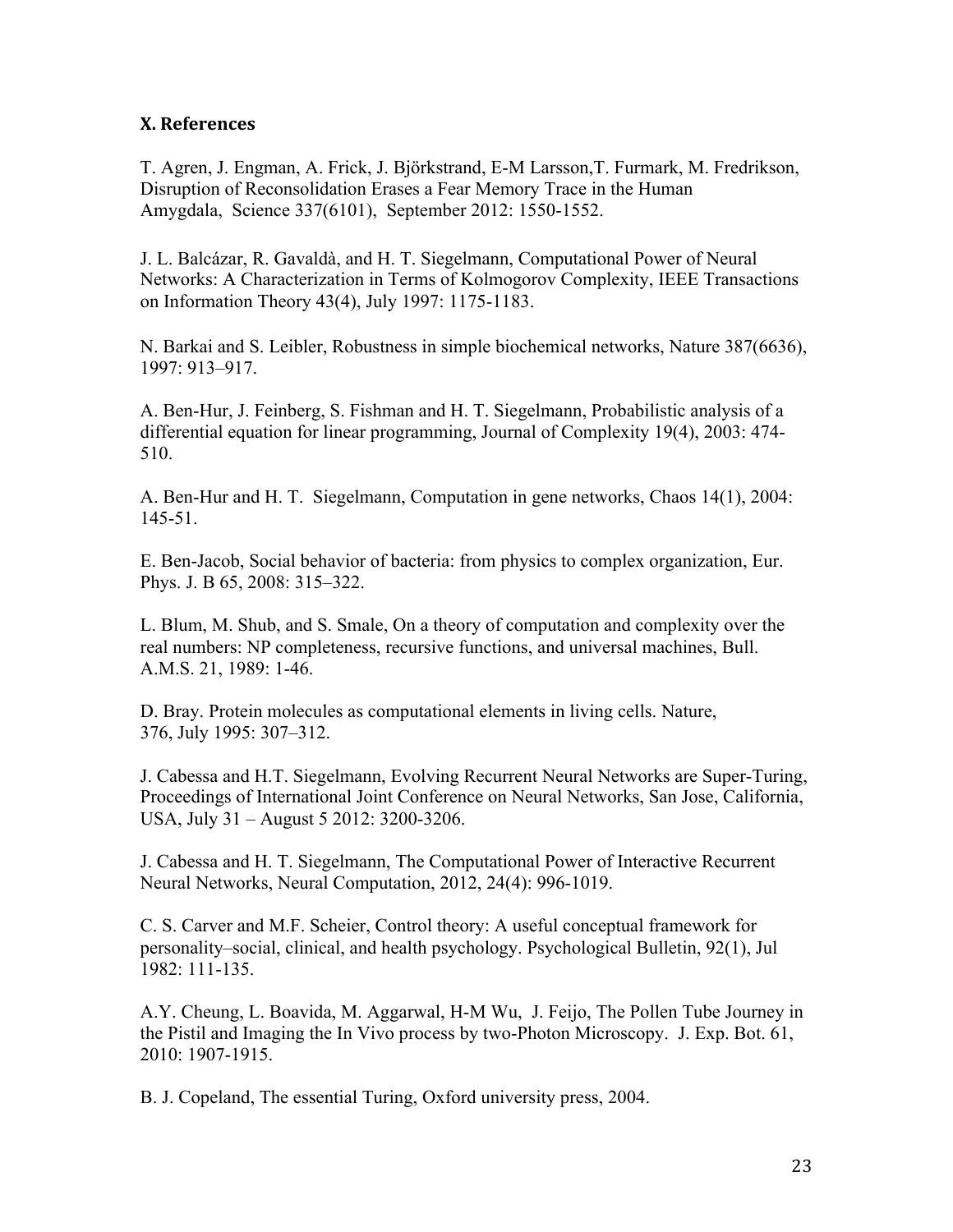## X. References

T. Agren, J. Engman, A. Frick, J. Björkstrand, E-M Larsson,T. Furmark, M. Fredrikson, Disruption of Reconsolidation Erases a Fear Memory Trace in the Human Amygdala, Science 337(6101), September 2012: 1550-1552.

J. L. Balcázar, R. Gavaldà, and H. T. Siegelmann, Computational Power of Neural Networks: A Characterization in Terms of Kolmogorov Complexity, IEEE Transactions on Information Theory 43(4), July 1997: 1175-1183.

N. Barkai and S. Leibler, Robustness in simple biochemical networks, Nature 387(6636), 1997: 913–917.

A. Ben-Hur, J. Feinberg, S. Fishman and H. T. Siegelmann, Probabilistic analysis of a differential equation for linear programming, Journal of Complexity 19(4), 2003: 474-510.

A. Ben-Hur and H. T. Siegelmann, Computation in gene networks, Chaos 14(1), 2004: 145-51.

E. Ben-Jacob, Social behavior of bacteria: from physics to complex organization, Eur. Phys. J. B 65, 2008: 315–322.

L. Blum, M. Shub, and S. Smale, On a theory of computation and complexity over the real numbers: NP completeness, recursive functions, and universal machines, Bull. A.M.S. 21, 1989: 1-46.

D. Bray. Protein molecules as computational elements in living cells. Nature, 376, July 1995: 307–312.

J. Cabessa and H.T. Siegelmann, Evolving Recurrent Neural Networks are Super-Turing, Proceedings of International Joint Conference on Neural Networks, San Jose, California, USA, July 31 – August 5 2012: 3200-3206.

J. Cabessa and H. T. Siegelmann, The Computational Power of Interactive Recurrent Neural Networks, Neural Computation, 2012, 24(4): 996-1019.

C. S. Carver and M.F. Scheier, Control theory: A useful conceptual framework for personality–social, clinical, and health psychology. Psychological Bulletin, 92(1), Jul 1982: 111-135.

A.Y. Cheung, L. Boavida, M. Aggarwal, H-M Wu, J. Feijo, The Pollen Tube Journey in the Pistil and Imaging the In Vivo process by two-Photon Microscopy. J. Exp. Bot. 61, 2010: 1907-1915.

B. J. Copeland, The essential Turing, Oxford university press, 2004.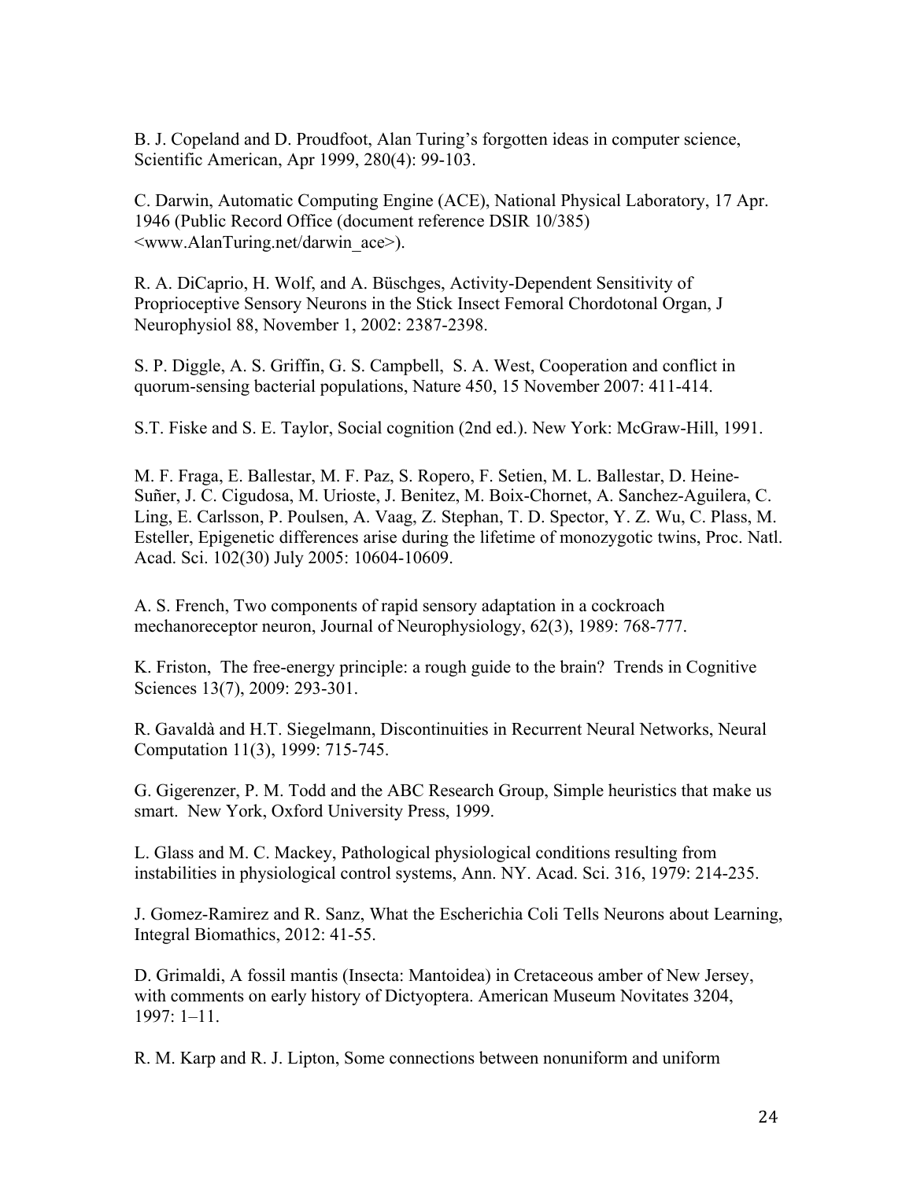B. J. Copeland and D. Proudfoot, Alan Turing's forgotten ideas in computer science, Scientific American, Apr 1999, 280(4): 99-103.

C. Darwin, Automatic Computing Engine (ACE), National Physical Laboratory, 17 Apr. 1946 (Public Record Office (document reference DSIR 10/385) <www.AlanTuring.net/darwin_ace>).

R. A. DiCaprio, H. Wolf, and A. Büschges, Activity-Dependent Sensitivity of Proprioceptive Sensory Neurons in the Stick Insect Femoral Chordotonal Organ, J Neurophysiol 88, November 1, 2002: 2387-2398.

S. P. Diggle, A. S. Griffin, G. S. Campbell, S. A. West, Cooperation and conflict in quorum-sensing bacterial populations, Nature 450, 15 November 2007: 411-414.

S.T. Fiske and S. E. Taylor, Social cognition (2nd ed.). New York: McGraw-Hill, 1991.

M. F. Fraga, E. Ballestar, M. F. Paz, S. Ropero, F. Setien, M. L. Ballestar, D. Heine-Suñer, J. C. Cigudosa, M. Urioste, J. Benitez, M. Boix-Chornet, A. Sanchez-Aguilera, C. Ling, E. Carlsson, P. Poulsen, A. Vaag, Z. Stephan, T. D. Spector, Y. Z. Wu, C. Plass, M. Esteller, Epigenetic differences arise during the lifetime of monozygotic twins, Proc. Natl. Acad. Sci. 102(30) July 2005: 10604-10609.

A. S. French, Two components of rapid sensory adaptation in a cockroach mechanoreceptor neuron, Journal of Neurophysiology, 62(3), 1989: 768-777.

K. Friston, The free-energy principle: a rough guide to the brain? Trends in Cognitive Sciences 13(7), 2009: 293-301.

R. Gavaldà and H.T. Siegelmann, Discontinuities in Recurrent Neural Networks, Neural Computation 11(3), 1999: 715-745.

G. Gigerenzer, P. M. Todd and the ABC Research Group, Simple heuristics that make us smart. New York, Oxford University Press, 1999.

L. Glass and M. C. Mackey, Pathological physiological conditions resulting from instabilities in physiological control systems, Ann. NY. Acad. Sci. 316, 1979: 214-235.

J. Gomez-Ramirez and R. Sanz, What the Escherichia Coli Tells Neurons about Learning, Integral Biomathics, 2012: 41-55.

D. Grimaldi, A fossil mantis (Insecta: Mantoidea) in Cretaceous amber of New Jersey, with comments on early history of Dictyoptera. American Museum Novitates 3204, 1997: 1–11.

R. M. Karp and R. J. Lipton, Some connections between nonuniform and uniform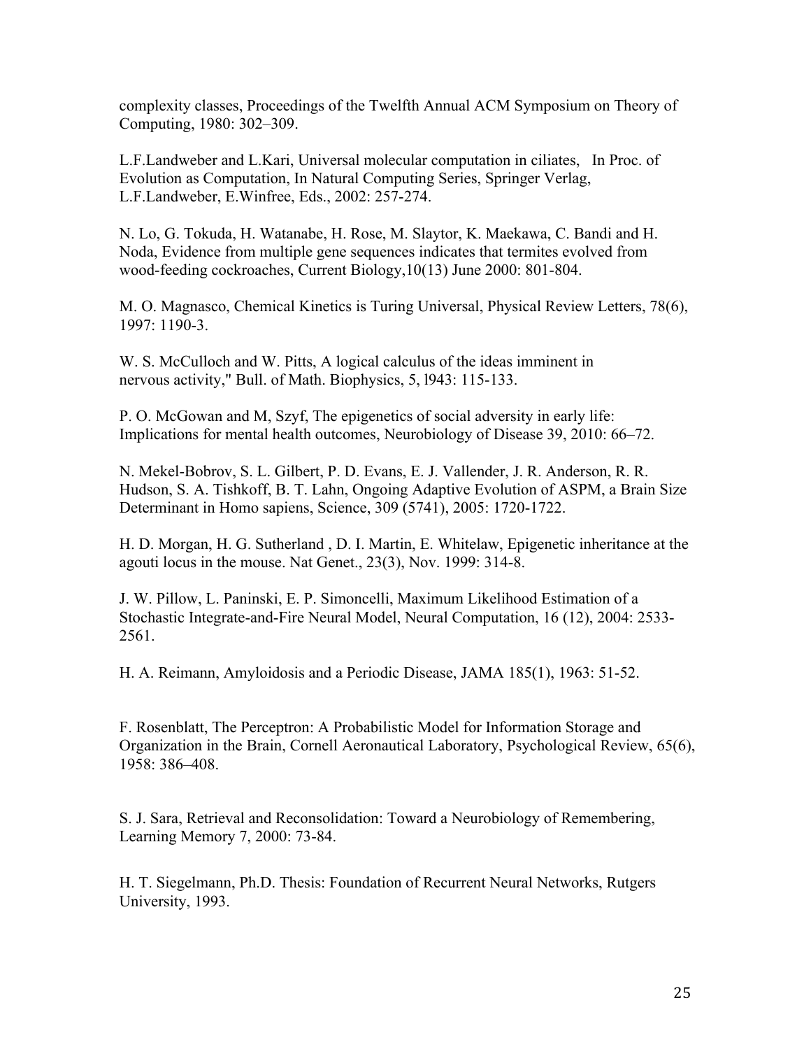complexity classes, Proceedings of the Twelfth Annual ACM Symposium on Theory of Computing, 1980: 302–309.

L.F.Landweber and L.Kari, Universal molecular computation in ciliates, In Proc. of Evolution as Computation, In Natural Computing Series, Springer Verlag, L.F.Landweber, E.Winfree, Eds., 2002: 257-274.

N. Lo, G. Tokuda, H. Watanabe, H. Rose, M. Slaytor, K. Maekawa, C. Bandi and H. Noda, Evidence from multiple gene sequences indicates that termites evolved from wood-feeding cockroaches, Current Biology,10(13) June 2000: 801-804.

M. O. Magnasco, Chemical Kinetics is Turing Universal, Physical Review Letters, 78(6), 1997: 1190-3.

W. S. McCulloch and W. Pitts, A logical calculus of the ideas imminent in nervous activity," Bull. of Math. Biophysics, 5, l943: 115-133.

P. O. McGowan and M, Szyf, The epigenetics of social adversity in early life: Implications for mental health outcomes, Neurobiology of Disease 39, 2010: 66–72.

N. Mekel-Bobrov, S. L. Gilbert, P. D. Evans, E. J. Vallender, J. R. Anderson, R. R. Hudson, S. A. Tishkoff, B. T. Lahn, Ongoing Adaptive Evolution of ASPM, a Brain Size Determinant in Homo sapiens, Science, 309 (5741), 2005: 1720-1722.

H. D. Morgan, H. G. Sutherland , D. I. Martin, E. Whitelaw, Epigenetic inheritance at the agouti locus in the mouse. Nat Genet., 23(3), Nov. 1999: 314-8.

J. W. Pillow, L. Paninski, E. P. Simoncelli, Maximum Likelihood Estimation of a Stochastic Integrate-and-Fire Neural Model, Neural Computation, 16 (12), 2004: 2533-2561.

H. A. Reimann, Amyloidosis and a Periodic Disease, JAMA 185(1), 1963: 51-52.

F. Rosenblatt, The Perceptron: A Probabilistic Model for Information Storage and Organization in the Brain, Cornell Aeronautical Laboratory, Psychological Review, 65(6), 1958: 386–408.

S. J. Sara, Retrieval and Reconsolidation: Toward a Neurobiology of Remembering, Learning Memory 7, 2000: 73-84.

H. T. Siegelmann, Ph.D. Thesis: Foundation of Recurrent Neural Networks, Rutgers University, 1993.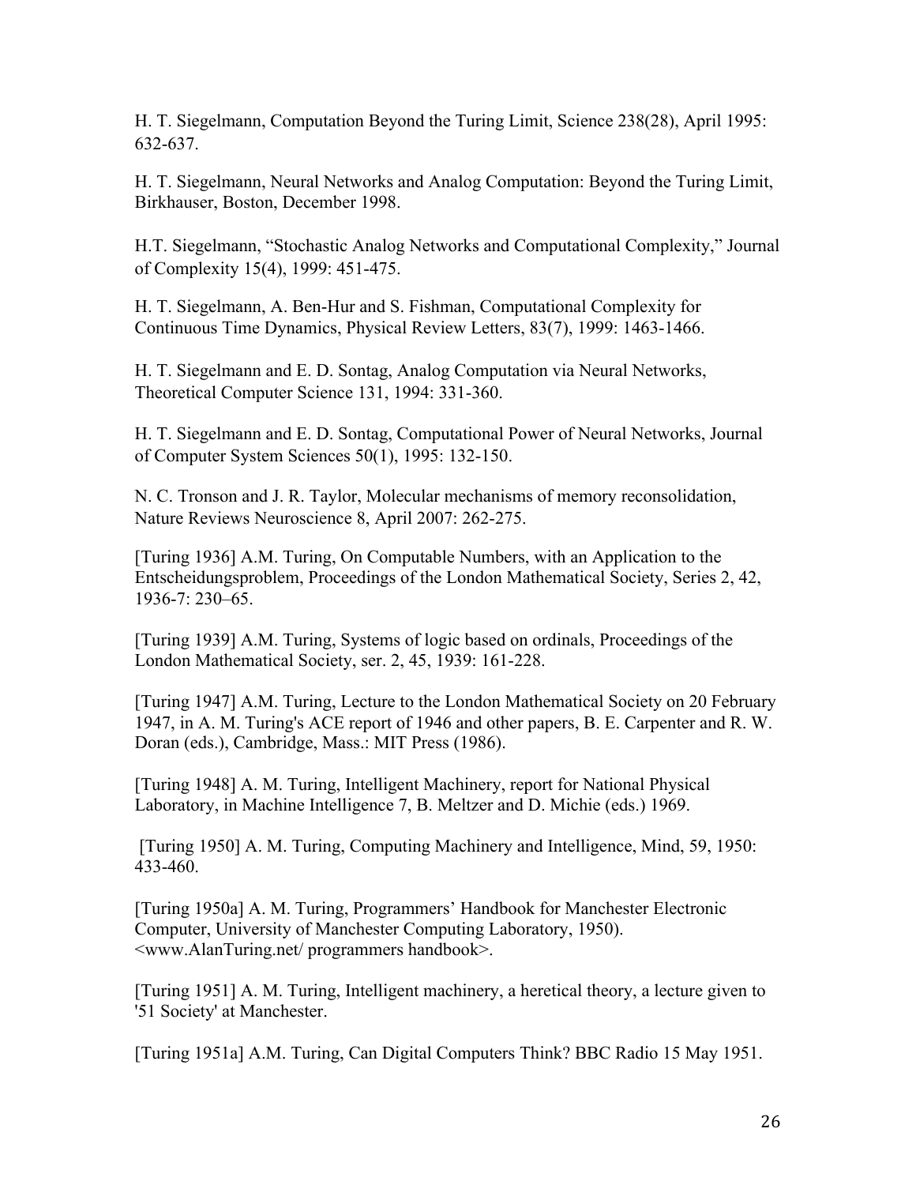H. T. Siegelmann, Computation Beyond the Turing Limit, Science 238(28), April 1995: 632-637.

H. T. Siegelmann, Neural Networks and Analog Computation: Beyond the Turing Limit, Birkhauser, Boston, December 1998.

H.T. Siegelmann, "Stochastic Analog Networks and Computational Complexity," Journal of Complexity 15(4), 1999: 451-475.

H. T. Siegelmann, A. Ben-Hur and S. Fishman, Computational Complexity for Continuous Time Dynamics, Physical Review Letters, 83(7), 1999: 1463-1466.

H. T. Siegelmann and E. D. Sontag, Analog Computation via Neural Networks, Theoretical Computer Science 131, 1994: 331-360.

H. T. Siegelmann and E. D. Sontag, Computational Power of Neural Networks, Journal of Computer System Sciences 50(1), 1995: 132-150.

N. C. Tronson and J. R. Taylor, Molecular mechanisms of memory reconsolidation, Nature Reviews Neuroscience 8, April 2007: 262-275.

[Turing 1936] A.M. Turing, On Computable Numbers, with an Application to the Entscheidungsproblem, Proceedings of the London Mathematical Society, Series 2, 42, 1936-7: 230–65.

[Turing 1939] A.M. Turing, Systems of logic based on ordinals, Proceedings of the London Mathematical Society, ser. 2, 45, 1939: 161-228.

[Turing 1947] A.M. Turing, Lecture to the London Mathematical Society on 20 February 1947, in A. M. Turing's ACE report of 1946 and other papers, B. E. Carpenter and R. W. Doran (eds.), Cambridge, Mass.: MIT Press (1986).

[Turing 1948] A. M. Turing, Intelligent Machinery, report for National Physical Laboratory, in Machine Intelligence 7, B. Meltzer and D. Michie (eds.) 1969.

[Turing 1950] A. M. Turing, Computing Machinery and Intelligence, Mind, 59, 1950: 433-460.

[Turing 1950a] A. M. Turing, Programmers' Handbook for Manchester Electronic Computer, University of Manchester Computing Laboratory, 1950). <www.AlanTuring.net/ programmers handbook>.

[Turing 1951] A. M. Turing, Intelligent machinery, a heretical theory, a lecture given to '51 Society' at Manchester.

[Turing 1951a] A.M. Turing, Can Digital Computers Think? BBC Radio 15 May 1951.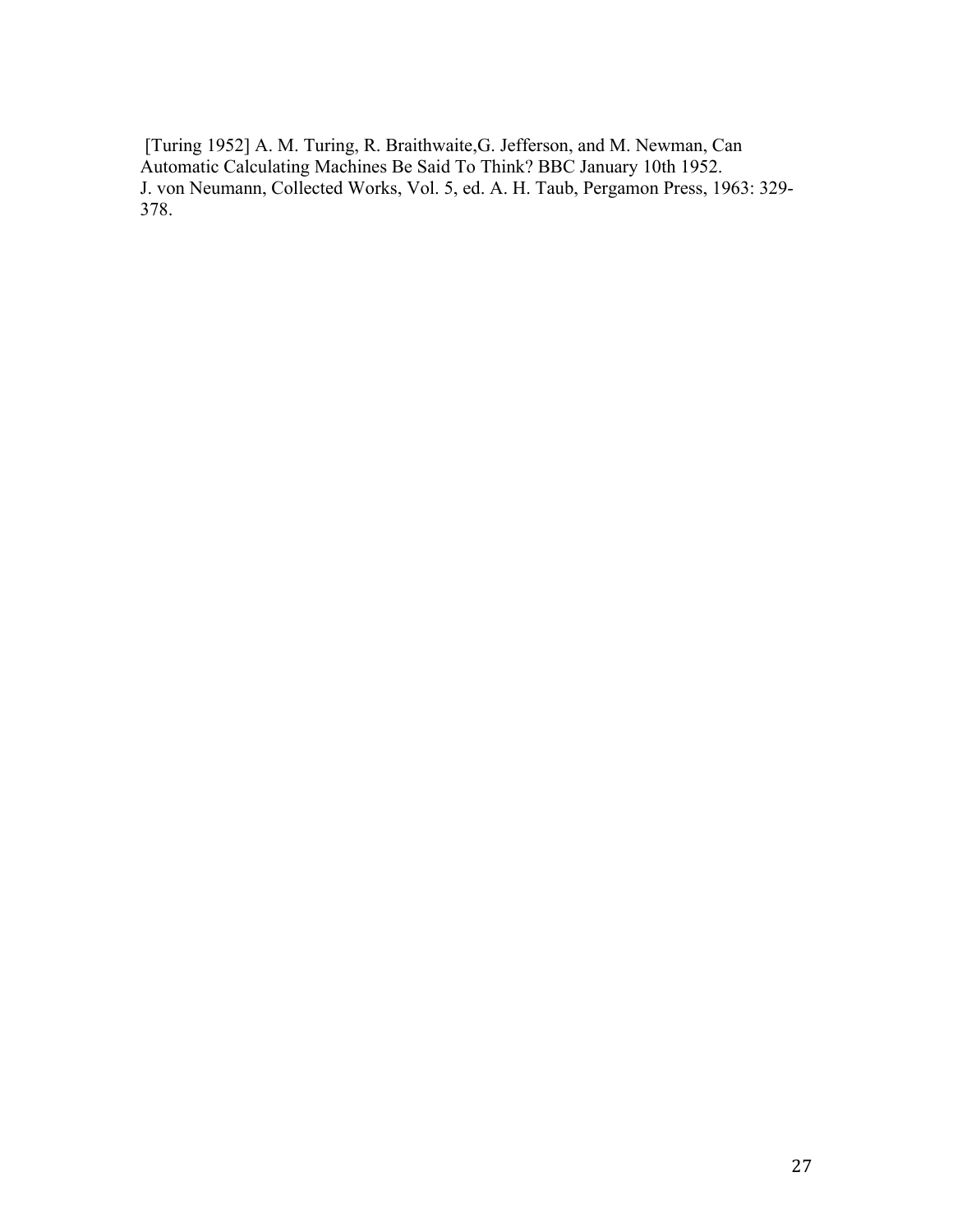[Turing 1952] A. M. Turing, R. Braithwaite,G. Jefferson, and M. Newman, Can Automatic Calculating Machines Be Said To Think? BBC January 10th 1952.
J. von Neumann, Collected Works, Vol. 5, ed. A. H. Taub, Pergamon Press, 1963: 329-378.